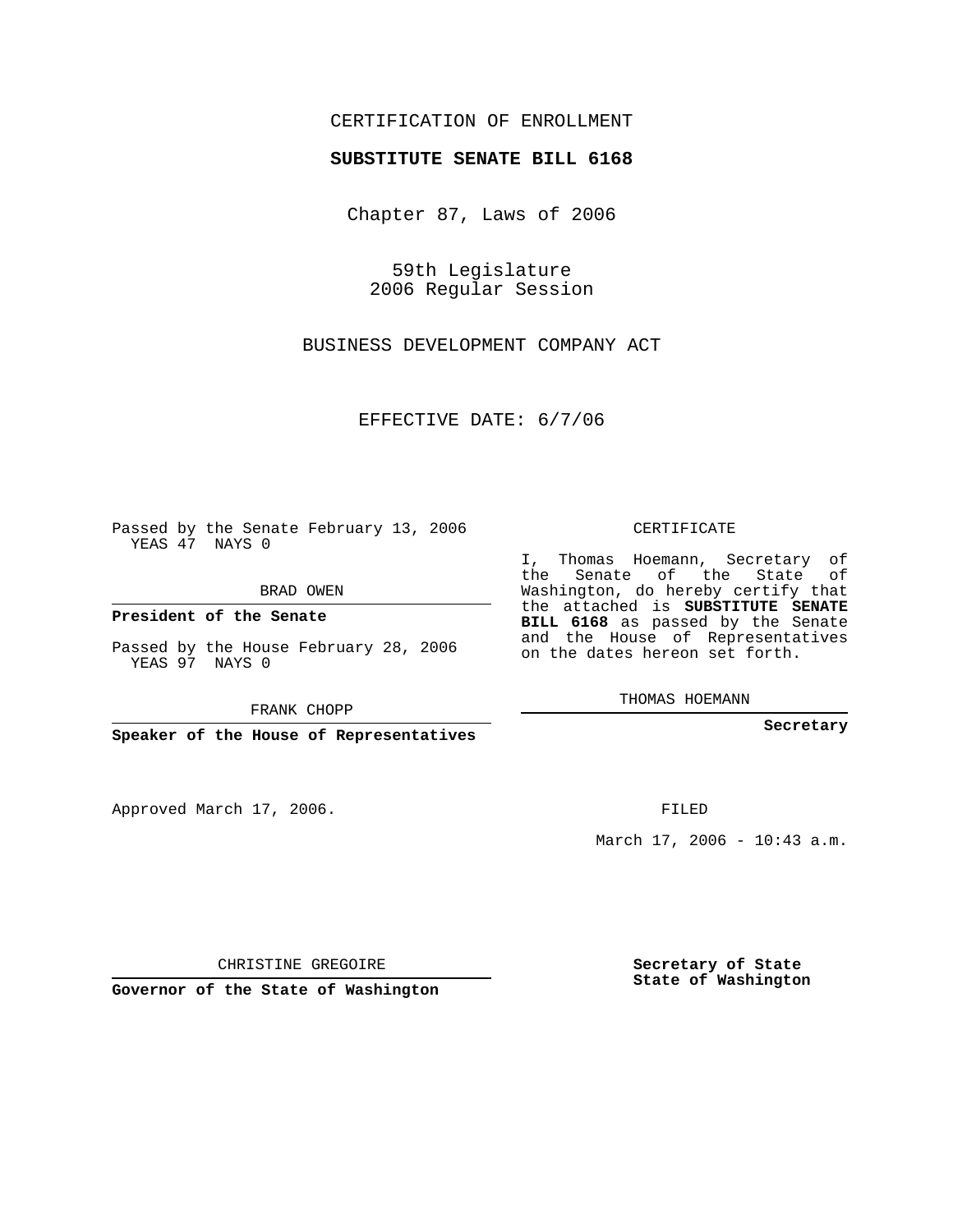CERTIFICATION OF ENROLLMENT

**SUBSTITUTE SENATE BILL 6168**

Chapter 87, Laws of 2006

59th Legislature
2006 Regular Session

BUSINESS DEVELOPMENT COMPANY ACT

EFFECTIVE DATE: 6/7/06

Passed by the Senate February 13, 2006
YEAS 47 NAYS 0

BRAD OWEN

**President of the Senate**

Passed by the House February 28, 2006
YEAS 97 NAYS 0

FRANK CHOPP

**Speaker of the House of Representatives**

Approved March 17, 2006.

CHRISTINE GREGOIRE

**Governor of the State of Washington**

CERTIFICATE

I, Thomas Hoemann, Secretary of the Senate of the State of Washington, do hereby certify that the attached is **SUBSTITUTE SENATE BILL 6168** as passed by the Senate and the House of Representatives on the dates hereon set forth.

THOMAS HOEMANN

**Secretary**

FILED

March 17, 2006 - 10:43 a.m.

**Secretary of State**
**State of Washington**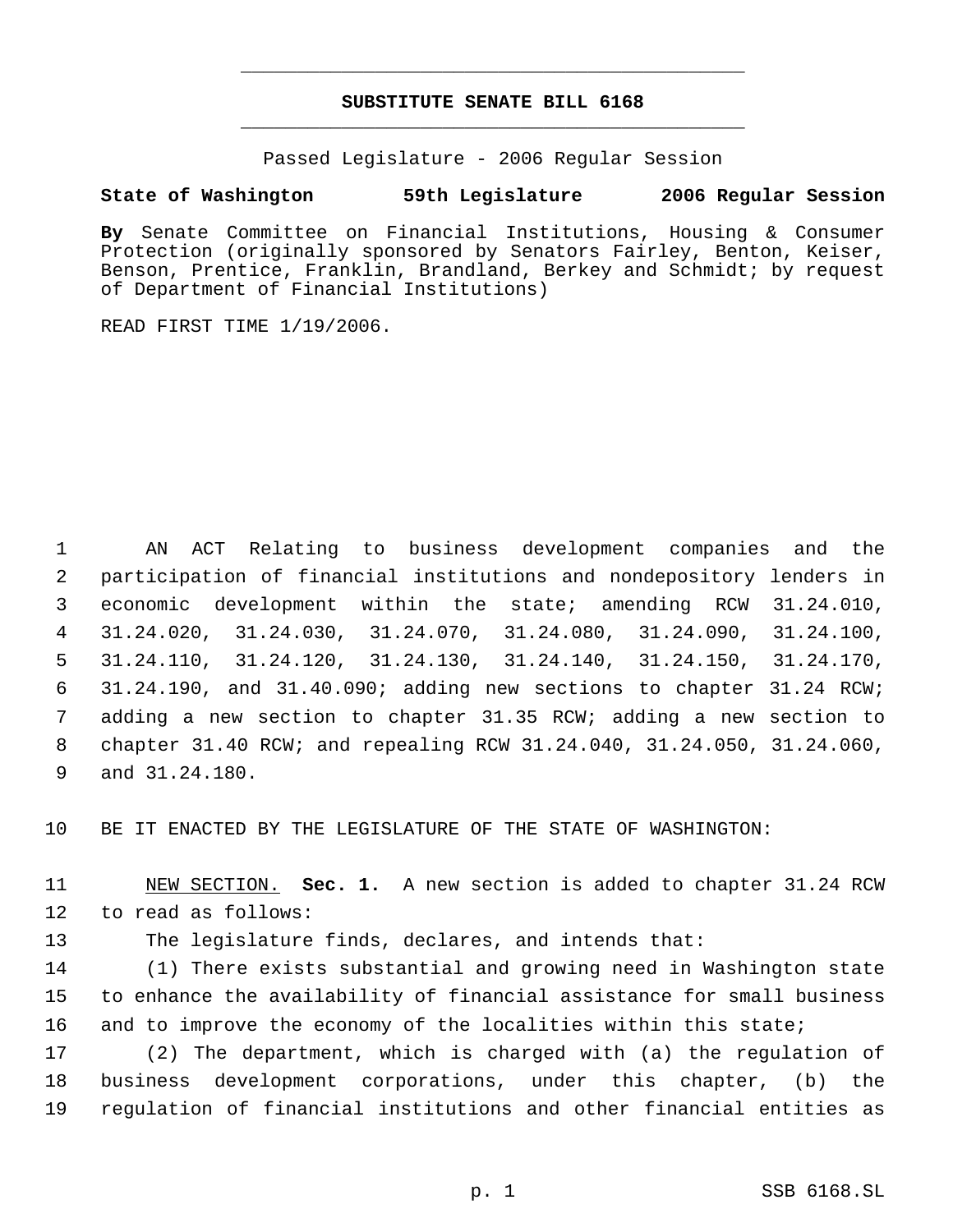**SUBSTITUTE SENATE BILL 6168**

Passed Legislature - 2006 Regular Session

**State of Washington 59th Legislature 2006 Regular Session**

**By** Senate Committee on Financial Institutions, Housing & Consumer Protection (originally sponsored by Senators Fairley, Benton, Keiser, Benson, Prentice, Franklin, Brandland, Berkey and Schmidt; by request of Department of Financial Institutions)

READ FIRST TIME 1/19/2006.

AN ACT Relating to business development companies and the participation of financial institutions and nondepository lenders in economic development within the state; amending RCW 31.24.010, 31.24.020, 31.24.030, 31.24.070, 31.24.080, 31.24.090, 31.24.100, 31.24.110, 31.24.120, 31.24.130, 31.24.140, 31.24.150, 31.24.170, 31.24.190, and 31.40.090; adding new sections to chapter 31.24 RCW; adding a new section to chapter 31.35 RCW; adding a new section to chapter 31.40 RCW; and repealing RCW 31.24.040, 31.24.050, 31.24.060, and 31.24.180.

BE IT ENACTED BY THE LEGISLATURE OF THE STATE OF WASHINGTON:

NEW SECTION. **Sec. 1.** A new section is added to chapter 31.24 RCW to read as follows:

The legislature finds, declares, and intends that:

(1) There exists substantial and growing need in Washington state to enhance the availability of financial assistance for small business and to improve the economy of the localities within this state;

(2) The department, which is charged with (a) the regulation of business development corporations, under this chapter, (b) the regulation of financial institutions and other financial entities as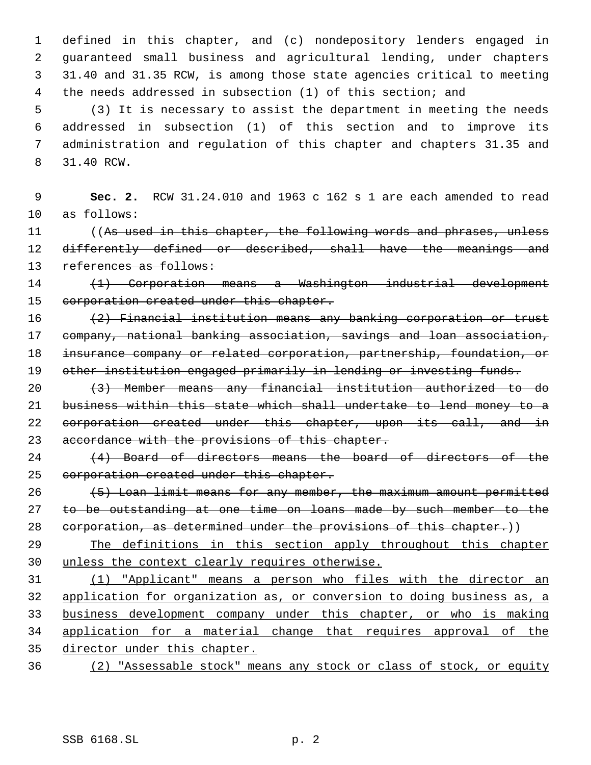defined in this chapter, and (c) nondepository lenders engaged in guaranteed small business and agricultural lending, under chapters 31.40 and 31.35 RCW, is among those state agencies critical to meeting the needs addressed in subsection (1) of this section; and

(3) It is necessary to assist the department in meeting the needs addressed in subsection (1) of this section and to improve its administration and regulation of this chapter and chapters 31.35 and 31.40 RCW.

**Sec. 2.** RCW 31.24.010 and 1963 c 162 s 1 are each amended to read as follows:

((~~As used in this chapter, the following words and phrases, unless differently defined or described, shall have the meanings and references as follows:~~

~~(1) Corporation means a Washington industrial development corporation created under this chapter.~~

~~(2) Financial institution means any banking corporation or trust company, national banking association, savings and loan association, insurance company or related corporation, partnership, foundation, or other institution engaged primarily in lending or investing funds.~~

~~(3) Member means any financial institution authorized to do business within this state which shall undertake to lend money to a corporation created under this chapter, upon its call, and in accordance with the provisions of this chapter.~~

~~(4) Board of directors means the board of directors of the corporation created under this chapter.~~

~~(5) Loan limit means for any member, the maximum amount permitted to be outstanding at one time on loans made by such member to the corporation, as determined under the provisions of this chapter.~~))

<u>The definitions in this section apply throughout this chapter unless the context clearly requires otherwise.</u>

<u>(1) "Applicant" means a person who files with the director an application for organization as, or conversion to doing business as, a business development company under this chapter, or who is making application for a material change that requires approval of the director under this chapter.</u>

<u>(2) "Assessable stock" means any stock or class of stock, or equity</u>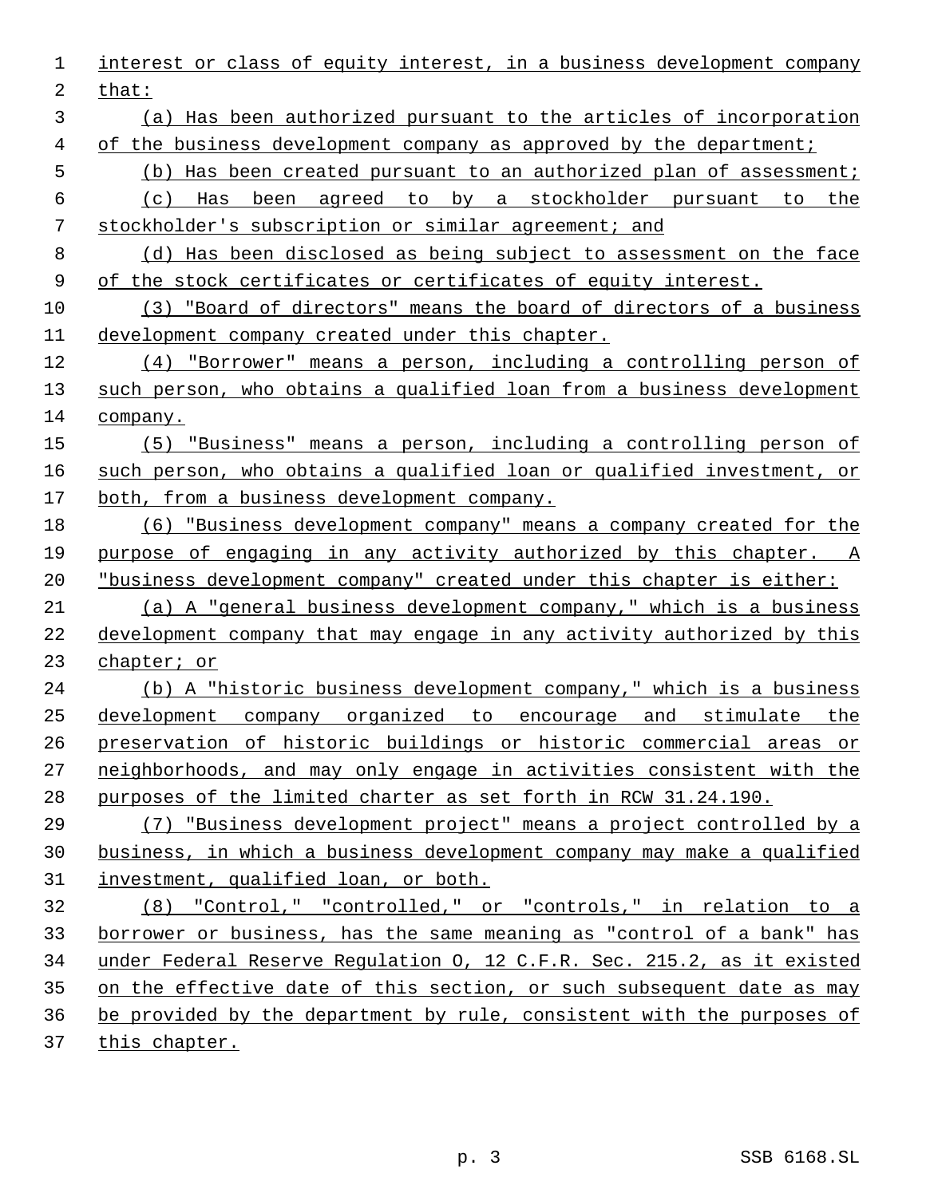interest or class of equity interest, in a business development company that:

(a) Has been authorized pursuant to the articles of incorporation of the business development company as approved by the department;

(b) Has been created pursuant to an authorized plan of assessment;

(c) Has been agreed to by a stockholder pursuant to the stockholder's subscription or similar agreement; and

(d) Has been disclosed as being subject to assessment on the face of the stock certificates or certificates of equity interest.

(3) "Board of directors" means the board of directors of a business development company created under this chapter.

(4) "Borrower" means a person, including a controlling person of such person, who obtains a qualified loan from a business development company.

(5) "Business" means a person, including a controlling person of such person, who obtains a qualified loan or qualified investment, or both, from a business development company.

(6) "Business development company" means a company created for the purpose of engaging in any activity authorized by this chapter. A "business development company" created under this chapter is either:

(a) A "general business development company," which is a business development company that may engage in any activity authorized by this chapter; or

(b) A "historic business development company," which is a business development company organized to encourage and stimulate the preservation of historic buildings or historic commercial areas or neighborhoods, and may only engage in activities consistent with the purposes of the limited charter as set forth in RCW 31.24.190.

(7) "Business development project" means a project controlled by a business, in which a business development company may make a qualified investment, qualified loan, or both.

(8) "Control," "controlled," or "controls," in relation to a borrower or business, has the same meaning as "control of a bank" has under Federal Reserve Regulation O, 12 C.F.R. Sec. 215.2, as it existed on the effective date of this section, or such subsequent date as may be provided by the department by rule, consistent with the purposes of this chapter.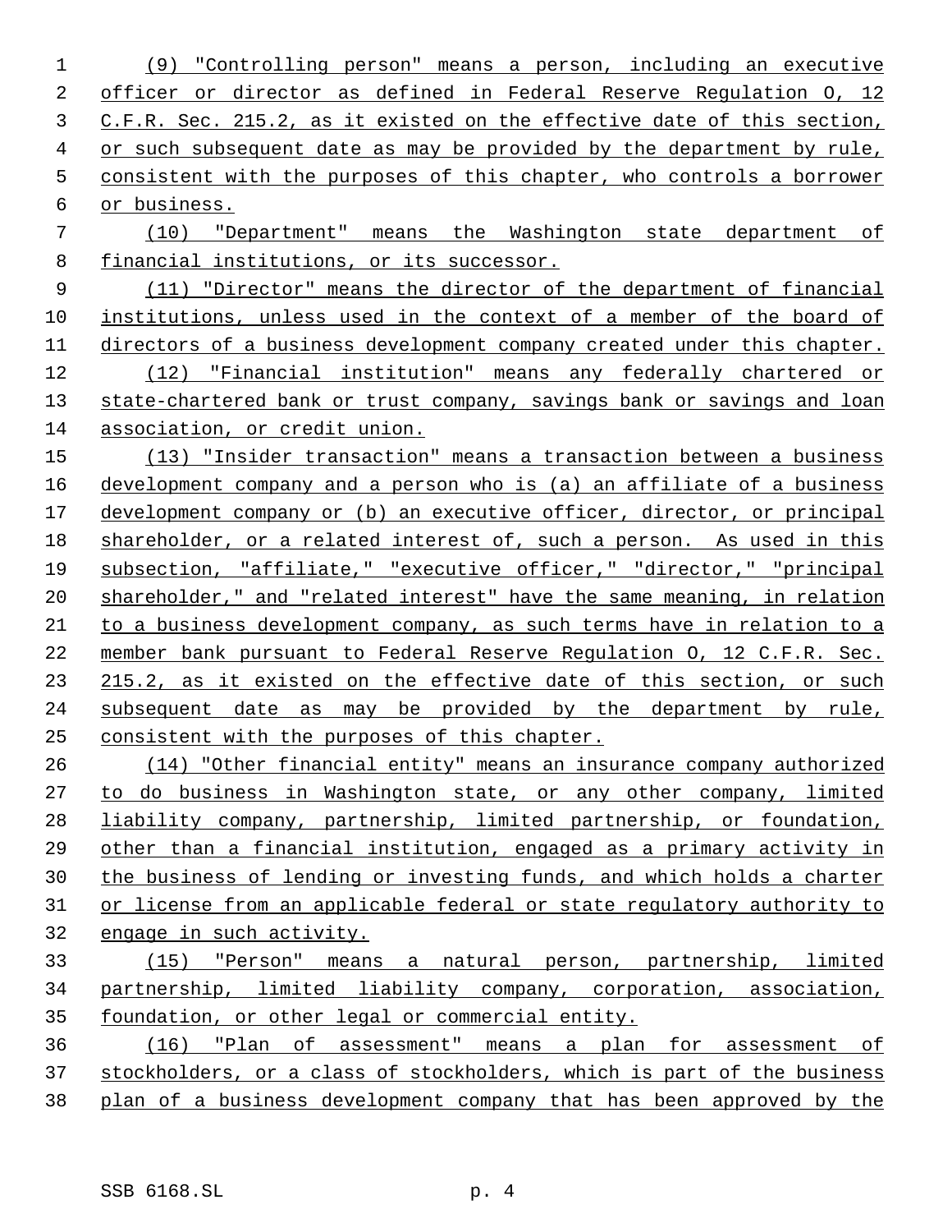(9) "Controlling person" means a person, including an executive officer or director as defined in Federal Reserve Regulation O, 12 C.F.R. Sec. 215.2, as it existed on the effective date of this section, or such subsequent date as may be provided by the department by rule, consistent with the purposes of this chapter, who controls a borrower or business.

(10) "Department" means the Washington state department of financial institutions, or its successor.

(11) "Director" means the director of the department of financial institutions, unless used in the context of a member of the board of directors of a business development company created under this chapter.

(12) "Financial institution" means any federally chartered or state-chartered bank or trust company, savings bank or savings and loan association, or credit union.

(13) "Insider transaction" means a transaction between a business development company and a person who is (a) an affiliate of a business development company or (b) an executive officer, director, or principal shareholder, or a related interest of, such a person. As used in this subsection, "affiliate," "executive officer," "director," "principal shareholder," and "related interest" have the same meaning, in relation to a business development company, as such terms have in relation to a member bank pursuant to Federal Reserve Regulation O, 12 C.F.R. Sec. 215.2, as it existed on the effective date of this section, or such subsequent date as may be provided by the department by rule, consistent with the purposes of this chapter.

(14) "Other financial entity" means an insurance company authorized to do business in Washington state, or any other company, limited liability company, partnership, limited partnership, or foundation, other than a financial institution, engaged as a primary activity in the business of lending or investing funds, and which holds a charter or license from an applicable federal or state regulatory authority to engage in such activity.

(15) "Person" means a natural person, partnership, limited partnership, limited liability company, corporation, association, foundation, or other legal or commercial entity.

(16) "Plan of assessment" means a plan for assessment of stockholders, or a class of stockholders, which is part of the business plan of a business development company that has been approved by the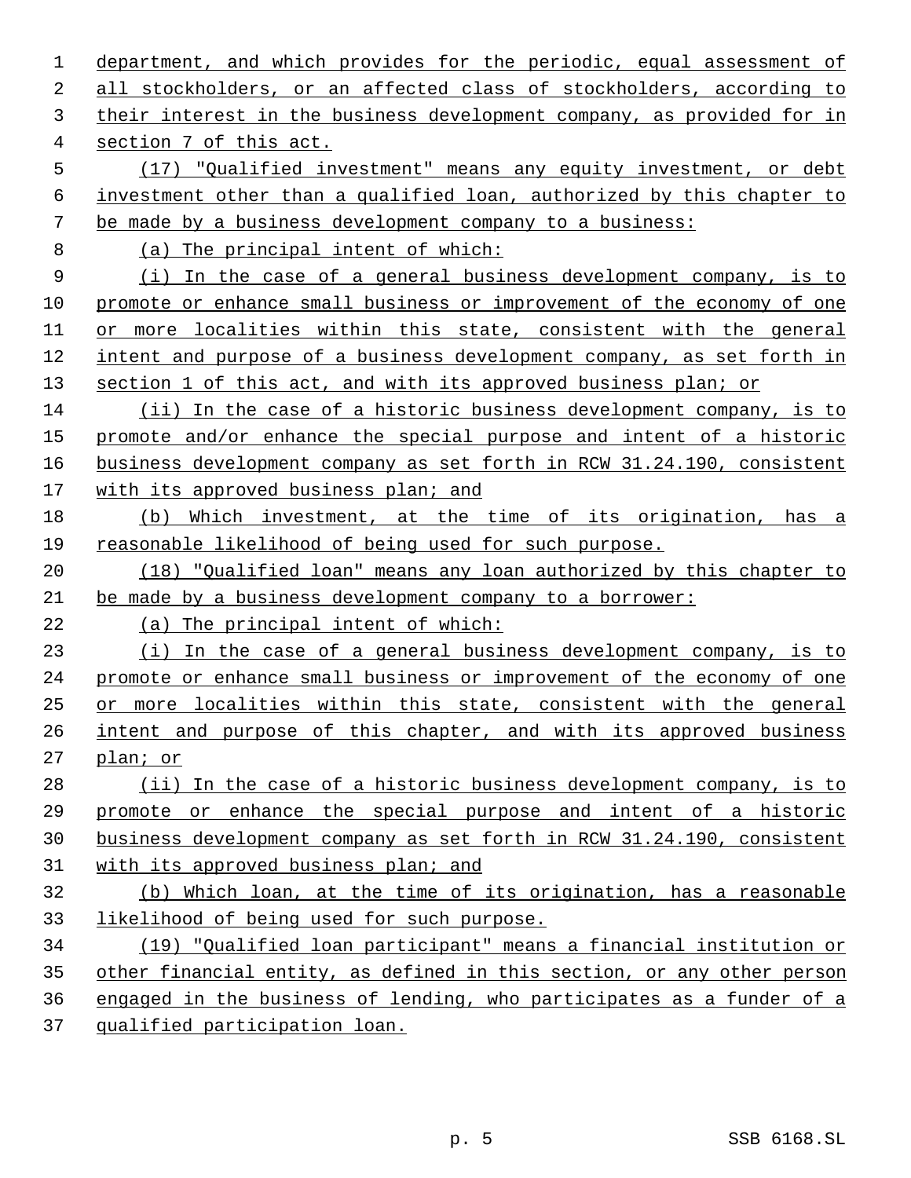department, and which provides for the periodic, equal assessment of all stockholders, or an affected class of stockholders, according to their interest in the business development company, as provided for in section 7 of this act.

(17) "Qualified investment" means any equity investment, or debt investment other than a qualified loan, authorized by this chapter to be made by a business development company to a business:

(a) The principal intent of which:

(i) In the case of a general business development company, is to promote or enhance small business or improvement of the economy of one or more localities within this state, consistent with the general intent and purpose of a business development company, as set forth in section 1 of this act, and with its approved business plan; or

(ii) In the case of a historic business development company, is to promote and/or enhance the special purpose and intent of a historic business development company as set forth in RCW 31.24.190, consistent with its approved business plan; and

(b) Which investment, at the time of its origination, has a reasonable likelihood of being used for such purpose.

(18) "Qualified loan" means any loan authorized by this chapter to be made by a business development company to a borrower:

(a) The principal intent of which:

(i) In the case of a general business development company, is to promote or enhance small business or improvement of the economy of one or more localities within this state, consistent with the general intent and purpose of this chapter, and with its approved business plan; or

(ii) In the case of a historic business development company, is to promote or enhance the special purpose and intent of a historic business development company as set forth in RCW 31.24.190, consistent with its approved business plan; and

(b) Which loan, at the time of its origination, has a reasonable likelihood of being used for such purpose.

(19) "Qualified loan participant" means a financial institution or other financial entity, as defined in this section, or any other person engaged in the business of lending, who participates as a funder of a qualified participation loan.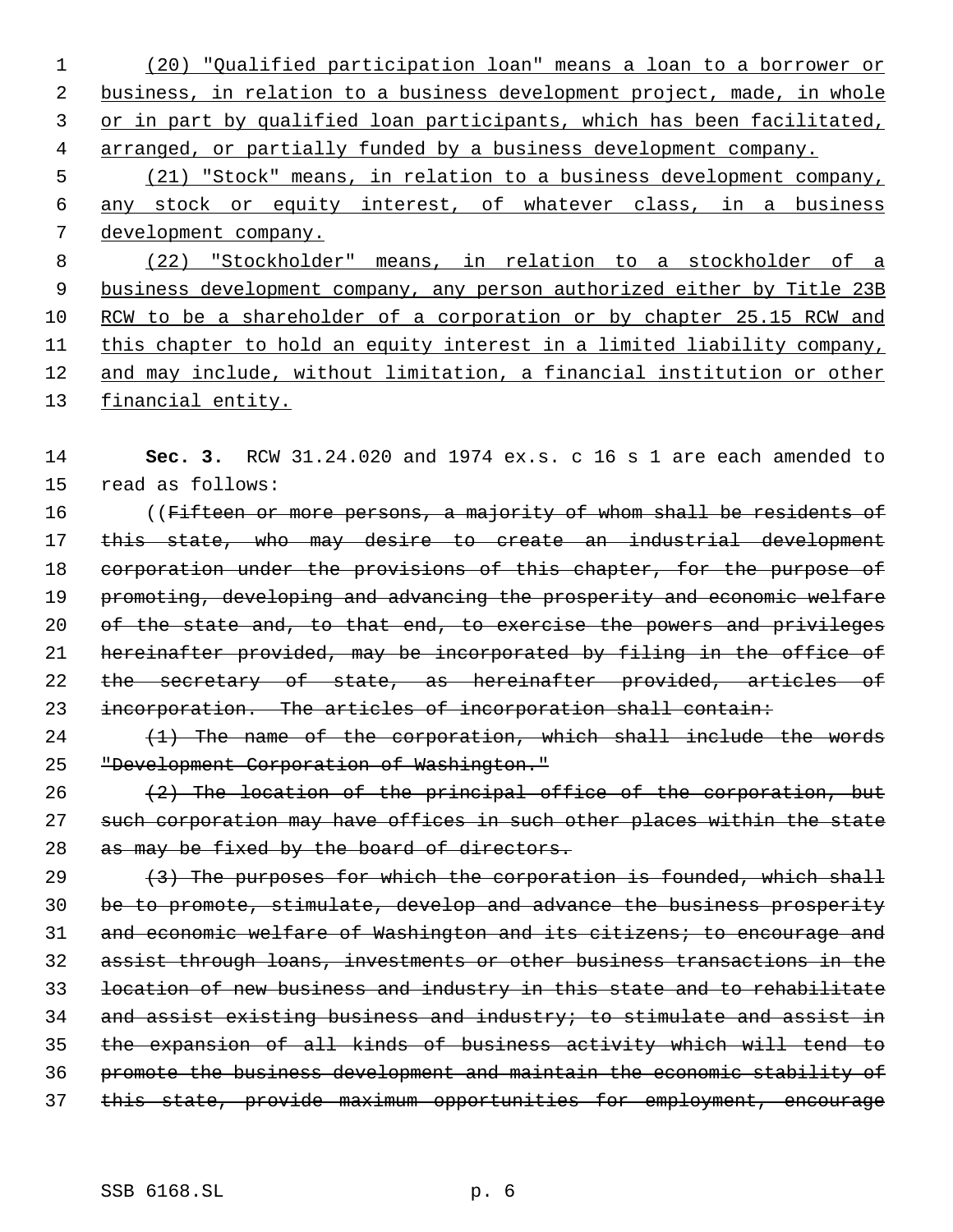(20) "Qualified participation loan" means a loan to a borrower or business, in relation to a business development project, made, in whole or in part by qualified loan participants, which has been facilitated, arranged, or partially funded by a business development company.

(21) "Stock" means, in relation to a business development company, any stock or equity interest, of whatever class, in a business development company.

(22) "Stockholder" means, in relation to a stockholder of a business development company, any person authorized either by Title 23B RCW to be a shareholder of a corporation or by chapter 25.15 RCW and this chapter to hold an equity interest in a limited liability company, and may include, without limitation, a financial institution or other financial entity.

**Sec. 3.** RCW 31.24.020 and 1974 ex.s. c 16 s 1 are each amended to read as follows:

((~~Fifteen or more persons, a majority of whom shall be residents of this state, who may desire to create an industrial development corporation under the provisions of this chapter, for the purpose of promoting, developing and advancing the prosperity and economic welfare of the state and, to that end, to exercise the powers and privileges hereinafter provided, may be incorporated by filing in the office of the secretary of state, as hereinafter provided, articles of incorporation. The articles of incorporation shall contain:~~

~~(1) The name of the corporation, which shall include the words "Development Corporation of Washington."~~

~~(2) The location of the principal office of the corporation, but such corporation may have offices in such other places within the state as may be fixed by the board of directors.~~

~~(3) The purposes for which the corporation is founded, which shall be to promote, stimulate, develop and advance the business prosperity and economic welfare of Washington and its citizens; to encourage and assist through loans, investments or other business transactions in the location of new business and industry in this state and to rehabilitate and assist existing business and industry; to stimulate and assist in the expansion of all kinds of business activity which will tend to promote the business development and maintain the economic stability of this state, provide maximum opportunities for employment, encourage~~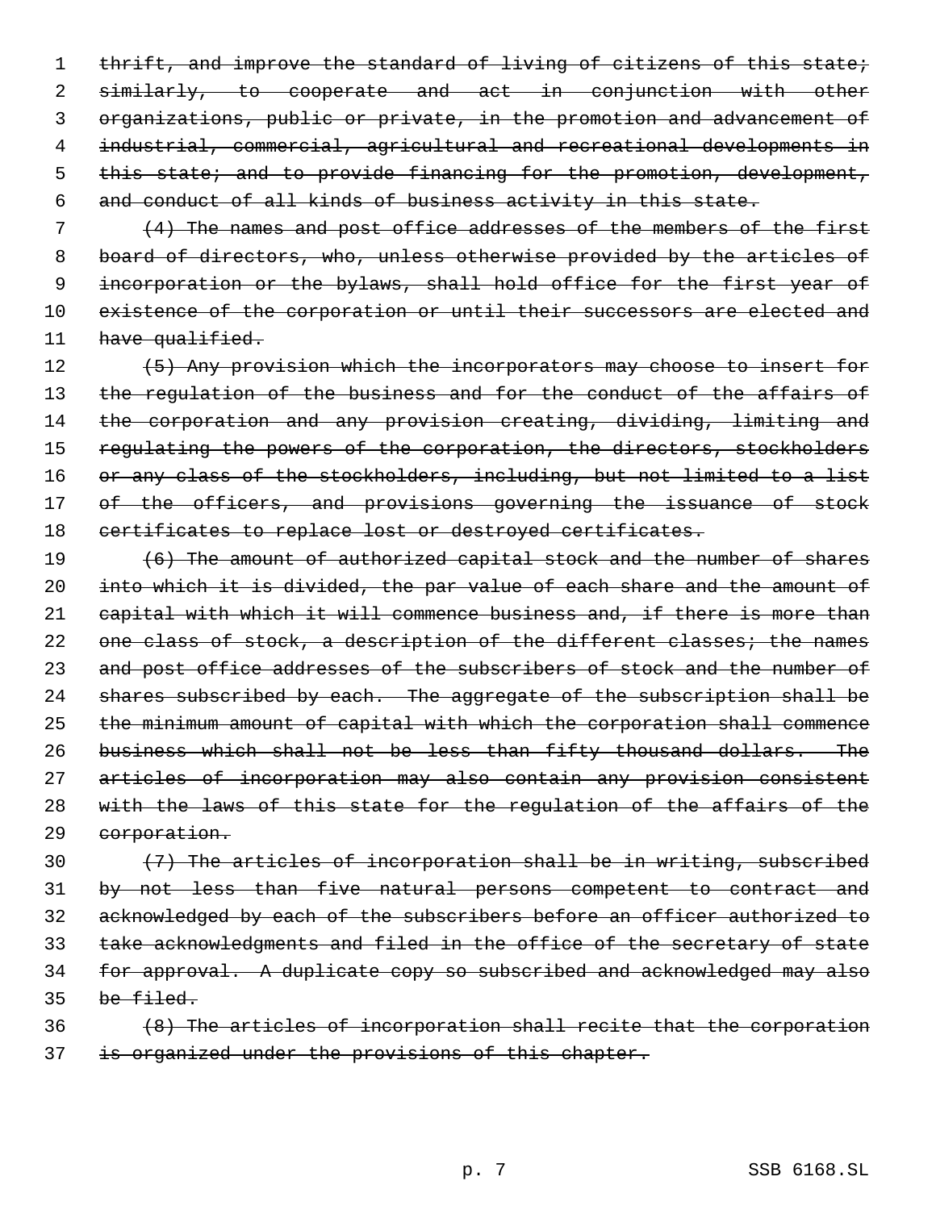~~thrift, and improve the standard of living of citizens of this state; similarly, to cooperate and act in conjunction with other organizations, public or private, in the promotion and advancement of industrial, commercial, agricultural and recreational developments in this state; and to provide financing for the promotion, development, and conduct of all kinds of business activity in this state.~~

~~(4) The names and post office addresses of the members of the first board of directors, who, unless otherwise provided by the articles of incorporation or the bylaws, shall hold office for the first year of existence of the corporation or until their successors are elected and have qualified.~~

~~(5) Any provision which the incorporators may choose to insert for the regulation of the business and for the conduct of the affairs of the corporation and any provision creating, dividing, limiting and regulating the powers of the corporation, the directors, stockholders or any class of the stockholders, including, but not limited to a list of the officers, and provisions governing the issuance of stock certificates to replace lost or destroyed certificates.~~

~~(6) The amount of authorized capital stock and the number of shares into which it is divided, the par value of each share and the amount of capital with which it will commence business and, if there is more than one class of stock, a description of the different classes; the names and post office addresses of the subscribers of stock and the number of shares subscribed by each. The aggregate of the subscription shall be the minimum amount of capital with which the corporation shall commence business which shall not be less than fifty thousand dollars. The articles of incorporation may also contain any provision consistent with the laws of this state for the regulation of the affairs of the corporation.~~

~~(7) The articles of incorporation shall be in writing, subscribed by not less than five natural persons competent to contract and acknowledged by each of the subscribers before an officer authorized to take acknowledgments and filed in the office of the secretary of state for approval. A duplicate copy so subscribed and acknowledged may also be filed.~~

~~(8) The articles of incorporation shall recite that the corporation is organized under the provisions of this chapter.~~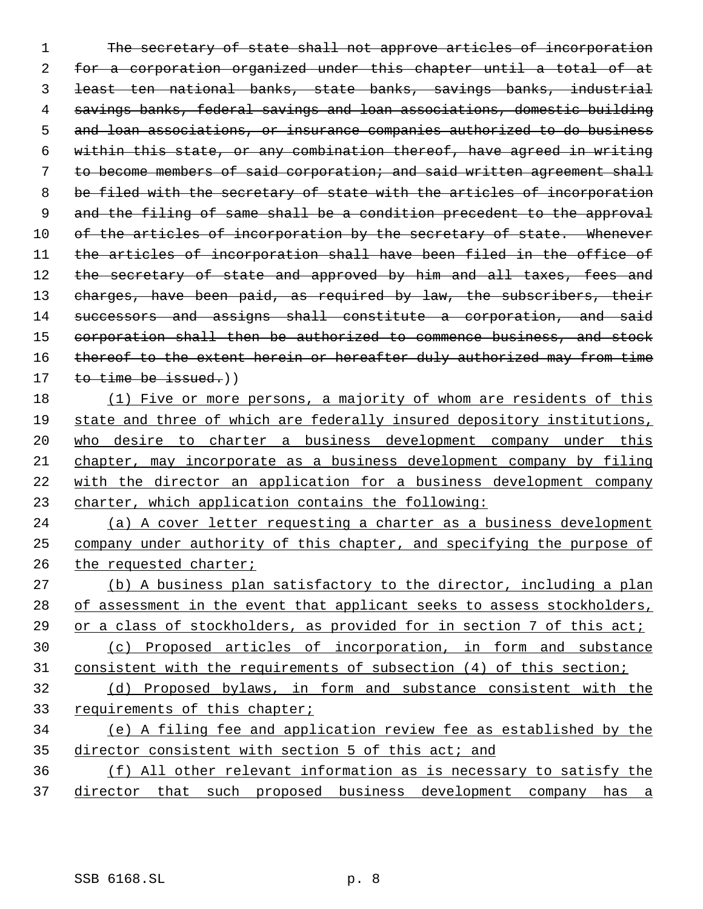~~The secretary of state shall not approve articles of incorporation for a corporation organized under this chapter until a total of at least ten national banks, state banks, savings banks, industrial savings banks, federal savings and loan associations, domestic building and loan associations, or insurance companies authorized to do business within this state, or any combination thereof, have agreed in writing to become members of said corporation; and said written agreement shall be filed with the secretary of state with the articles of incorporation and the filing of same shall be a condition precedent to the approval of the articles of incorporation by the secretary of state. Whenever the articles of incorporation shall have been filed in the office of the secretary of state and approved by him and all taxes, fees and charges, have been paid, as required by law, the subscribers, their successors and assigns shall constitute a corporation, and said corporation shall then be authorized to commence business, and stock thereof to the extent herein or hereafter duly authorized may from time to time be issued.~~))

<u>(1) Five or more persons, a majority of whom are residents of this state and three of which are federally insured depository institutions, who desire to charter a business development company under this chapter, may incorporate as a business development company by filing with the director an application for a business development company charter, which application contains the following:</u>

<u>(a) A cover letter requesting a charter as a business development company under authority of this chapter, and specifying the purpose of the requested charter;</u>

<u>(b) A business plan satisfactory to the director, including a plan of assessment in the event that applicant seeks to assess stockholders, or a class of stockholders, as provided for in section 7 of this act;</u>

<u>(c) Proposed articles of incorporation, in form and substance consistent with the requirements of subsection (4) of this section;</u>

<u>(d) Proposed bylaws, in form and substance consistent with the requirements of this chapter;</u>

<u>(e) A filing fee and application review fee as established by the director consistent with section 5 of this act; and</u>

<u>(f) All other relevant information as is necessary to satisfy the director that such proposed business development company has a</u>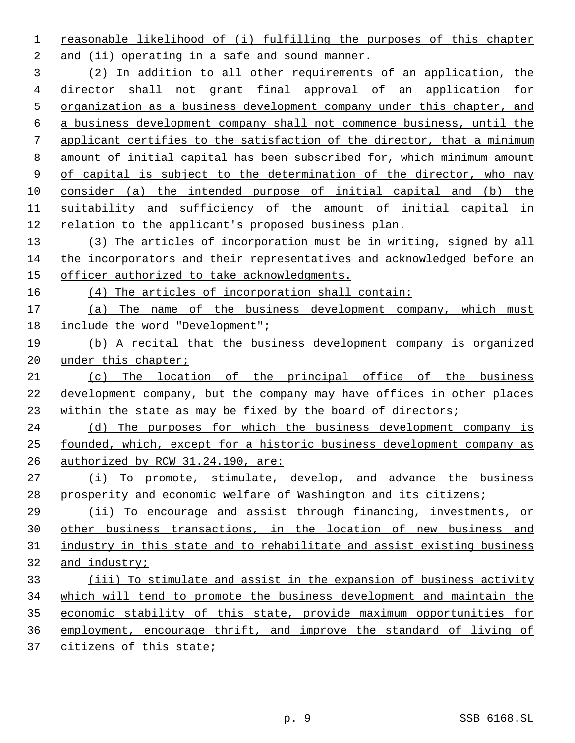reasonable likelihood of (i) fulfilling the purposes of this chapter and (ii) operating in a safe and sound manner.

(2) In addition to all other requirements of an application, the director shall not grant final approval of an application for organization as a business development company under this chapter, and a business development company shall not commence business, until the applicant certifies to the satisfaction of the director, that a minimum amount of initial capital has been subscribed for, which minimum amount of capital is subject to the determination of the director, who may consider (a) the intended purpose of initial capital and (b) the suitability and sufficiency of the amount of initial capital in relation to the applicant's proposed business plan.

(3) The articles of incorporation must be in writing, signed by all the incorporators and their representatives and acknowledged before an officer authorized to take acknowledgments.

(4) The articles of incorporation shall contain:

(a) The name of the business development company, which must include the word "Development";

(b) A recital that the business development company is organized under this chapter;

(c) The location of the principal office of the business development company, but the company may have offices in other places within the state as may be fixed by the board of directors;

(d) The purposes for which the business development company is founded, which, except for a historic business development company as authorized by RCW 31.24.190, are:

(i) To promote, stimulate, develop, and advance the business prosperity and economic welfare of Washington and its citizens;

(ii) To encourage and assist through financing, investments, or other business transactions, in the location of new business and industry in this state and to rehabilitate and assist existing business and industry;

(iii) To stimulate and assist in the expansion of business activity which will tend to promote the business development and maintain the economic stability of this state, provide maximum opportunities for employment, encourage thrift, and improve the standard of living of citizens of this state;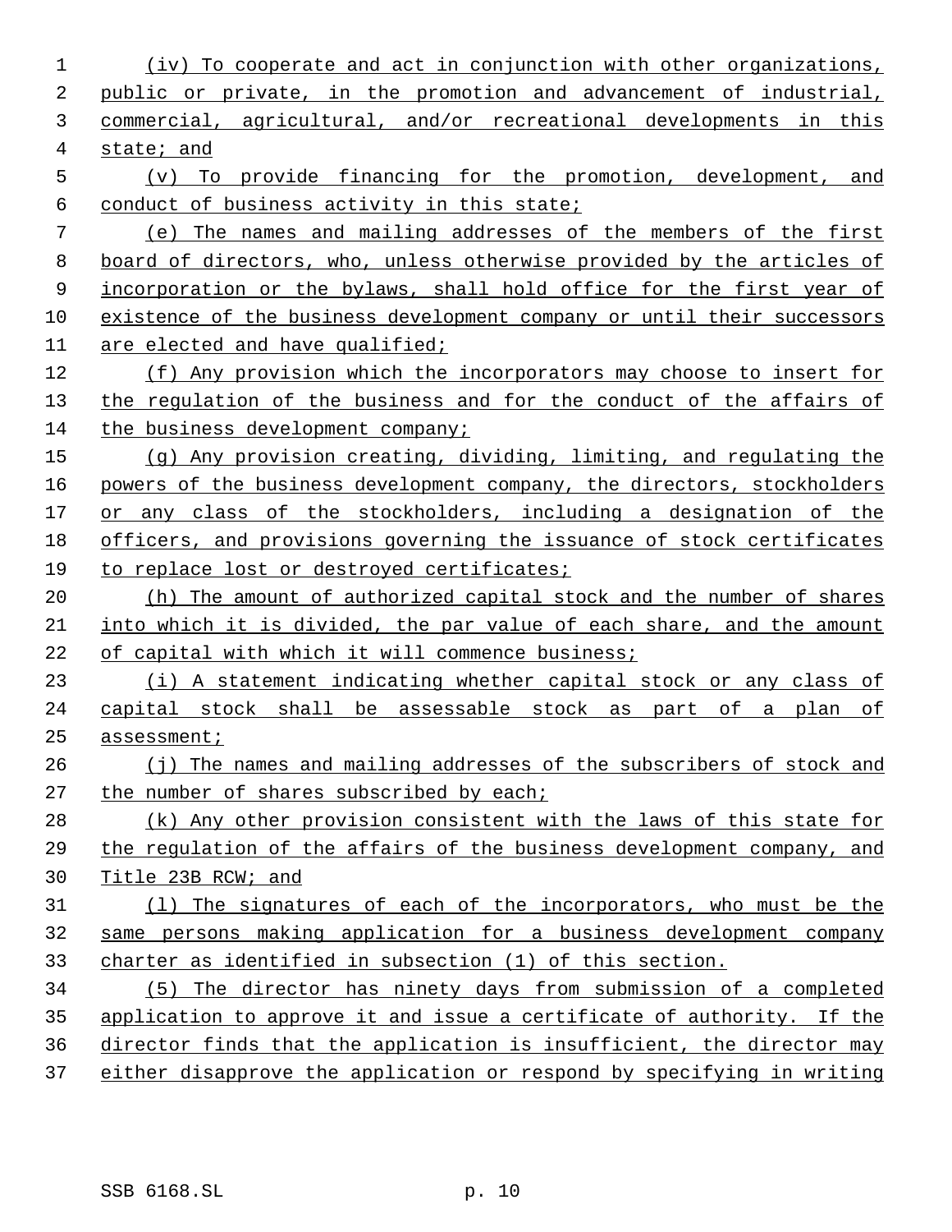(iv) To cooperate and act in conjunction with other organizations, public or private, in the promotion and advancement of industrial, commercial, agricultural, and/or recreational developments in this state; and

(v) To provide financing for the promotion, development, and conduct of business activity in this state;

(e) The names and mailing addresses of the members of the first board of directors, who, unless otherwise provided by the articles of incorporation or the bylaws, shall hold office for the first year of existence of the business development company or until their successors are elected and have qualified;

(f) Any provision which the incorporators may choose to insert for the regulation of the business and for the conduct of the affairs of the business development company;

(g) Any provision creating, dividing, limiting, and regulating the powers of the business development company, the directors, stockholders or any class of the stockholders, including a designation of the officers, and provisions governing the issuance of stock certificates to replace lost or destroyed certificates;

(h) The amount of authorized capital stock and the number of shares into which it is divided, the par value of each share, and the amount of capital with which it will commence business;

(i) A statement indicating whether capital stock or any class of capital stock shall be assessable stock as part of a plan of assessment;

(j) The names and mailing addresses of the subscribers of stock and the number of shares subscribed by each;

(k) Any other provision consistent with the laws of this state for the regulation of the affairs of the business development company, and Title 23B RCW; and

(l) The signatures of each of the incorporators, who must be the same persons making application for a business development company charter as identified in subsection (1) of this section.

(5) The director has ninety days from submission of a completed application to approve it and issue a certificate of authority. If the director finds that the application is insufficient, the director may either disapprove the application or respond by specifying in writing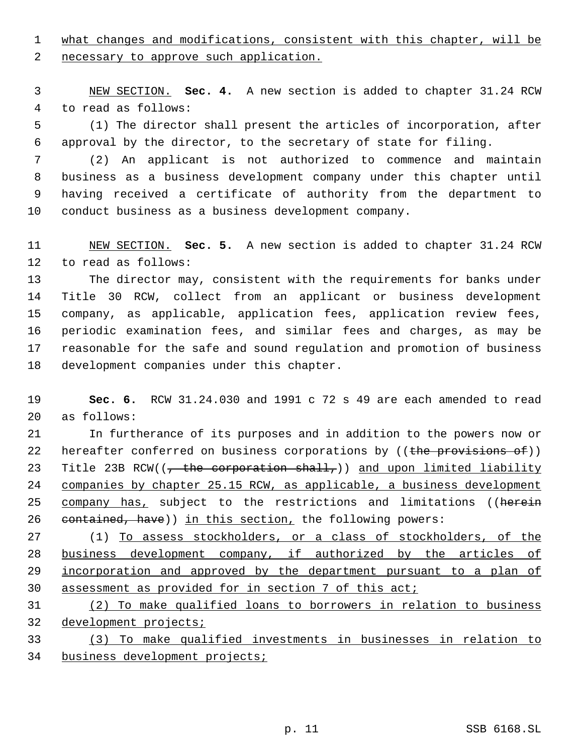what changes and modifications, consistent with this chapter, will be necessary to approve such application.

NEW SECTION. **Sec. 4.** A new section is added to chapter 31.24 RCW to read as follows:

(1) The director shall present the articles of incorporation, after approval by the director, to the secretary of state for filing.

(2) An applicant is not authorized to commence and maintain business as a business development company under this chapter until having received a certificate of authority from the department to conduct business as a business development company.

NEW SECTION. **Sec. 5.** A new section is added to chapter 31.24 RCW to read as follows:

The director may, consistent with the requirements for banks under Title 30 RCW, collect from an applicant or business development company, as applicable, application fees, application review fees, periodic examination fees, and similar fees and charges, as may be reasonable for the safe and sound regulation and promotion of business development companies under this chapter.

**Sec. 6.** RCW 31.24.030 and 1991 c 72 s 49 are each amended to read as follows:

In furtherance of its purposes and in addition to the powers now or hereafter conferred on business corporations by ((~~the provisions of~~)) Title 23B RCW((~~, the corporation shall,~~)) and upon limited liability companies by chapter 25.15 RCW, as applicable, a business development company has, subject to the restrictions and limitations ((~~herein contained, have~~)) in this section, the following powers:

(1) To assess stockholders, or a class of stockholders, of the business development company, if authorized by the articles of incorporation and approved by the department pursuant to a plan of assessment as provided for in section 7 of this act;

(2) To make qualified loans to borrowers in relation to business development projects;

(3) To make qualified investments in businesses in relation to business development projects;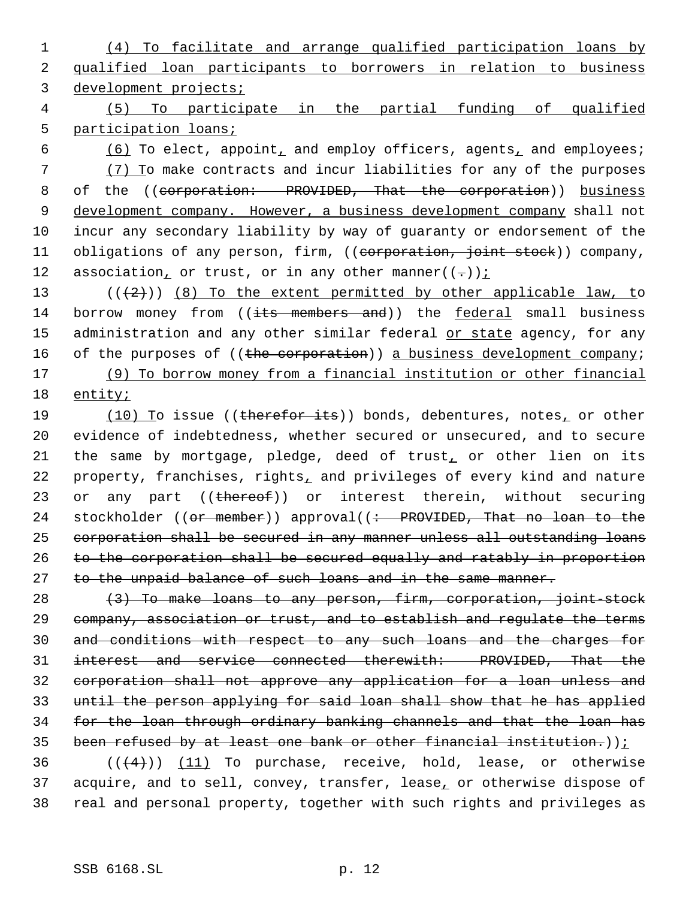(4) To facilitate and arrange qualified participation loans by qualified loan participants to borrowers in relation to business development projects;

(5) To participate in the partial funding of qualified participation loans;

(6) To elect, appoint, and employ officers, agents, and employees;

(7) To make contracts and incur liabilities for any of the purposes of the ((corporation: PROVIDED, That the corporation)) business development company. However, a business development company shall not incur any secondary liability by way of guaranty or endorsement of the obligations of any person, firm, ((corporation, joint stock)) company, association, or trust, or in any other manner((.));

(((2))) (8) To the extent permitted by other applicable law, to borrow money from ((its members and)) the federal small business administration and any other similar federal or state agency, for any of the purposes of ((the corporation)) a business development company;

(9) To borrow money from a financial institution or other financial entity;

(10) To issue ((therefor its)) bonds, debentures, notes, or other evidence of indebtedness, whether secured or unsecured, and to secure the same by mortgage, pledge, deed of trust, or other lien on its property, franchises, rights, and privileges of every kind and nature or any part ((thereof)) or interest therein, without securing stockholder ((or member)) approval((: PROVIDED, That no loan to the corporation shall be secured in any manner unless all outstanding loans to the corporation shall be secured equally and ratably in proportion to the unpaid balance of such loans and in the same manner.

(3) To make loans to any person, firm, corporation, joint-stock company, association or trust, and to establish and regulate the terms and conditions with respect to any such loans and the charges for interest and service connected therewith: PROVIDED, That the corporation shall not approve any application for a loan unless and until the person applying for said loan shall show that he has applied for the loan through ordinary banking channels and that the loan has been refused by at least one bank or other financial institution.));

(((4))) (11) To purchase, receive, hold, lease, or otherwise acquire, and to sell, convey, transfer, lease, or otherwise dispose of real and personal property, together with such rights and privileges as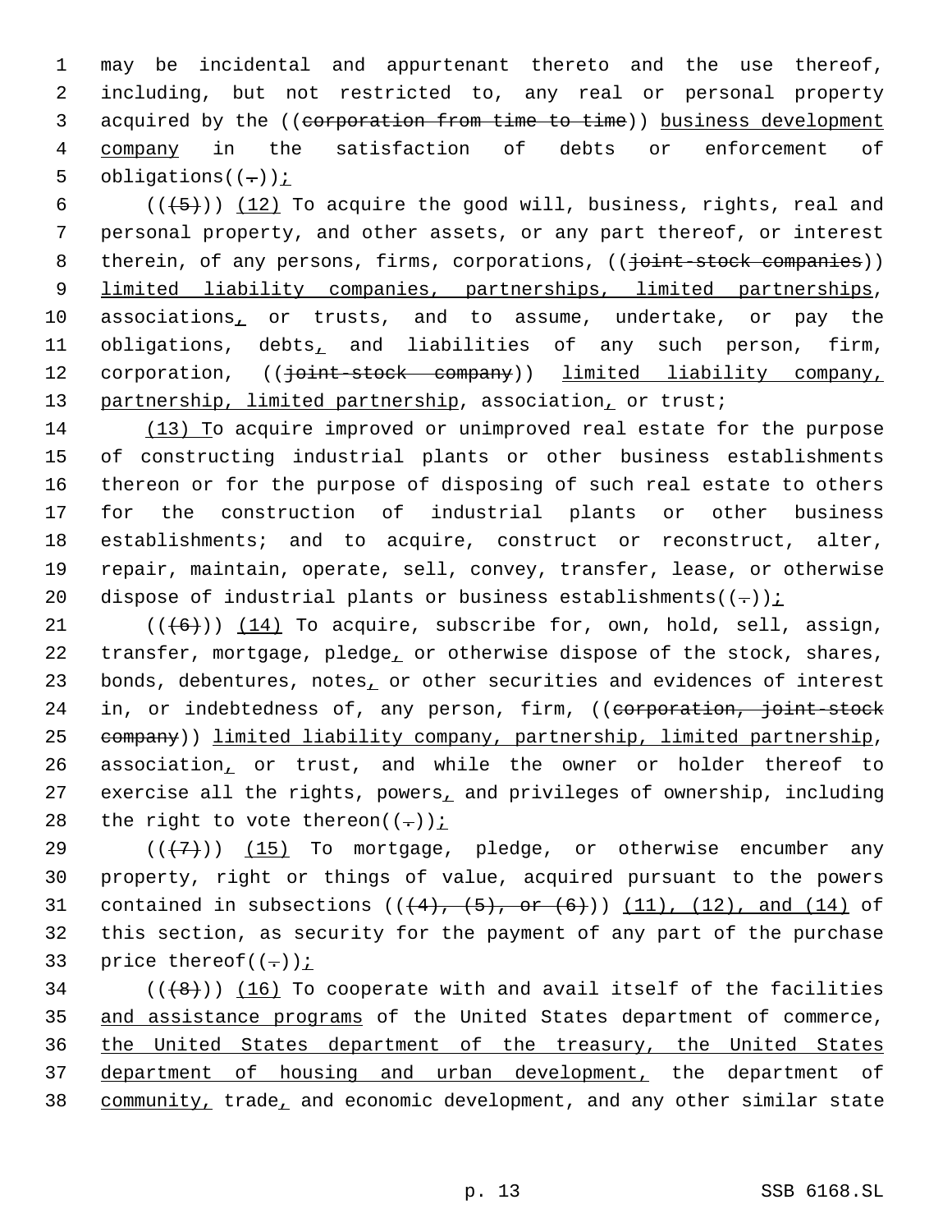may be incidental and appurtenant thereto and the use thereof, including, but not restricted to, any real or personal property acquired by the ((corporation from time to time)) business development company in the satisfaction of debts or enforcement of obligations((.));

((~~(5)~~)) (12) To acquire the good will, business, rights, real and personal property, and other assets, or any part thereof, or interest therein, of any persons, firms, corporations, ((~~joint-stock companies~~)) limited liability companies, partnerships, limited partnerships, associations, or trusts, and to assume, undertake, or pay the obligations, debts, and liabilities of any such person, firm, corporation, ((~~joint-stock company~~)) limited liability company, partnership, limited partnership, association, or trust;

(13) To acquire improved or unimproved real estate for the purpose of constructing industrial plants or other business establishments thereon or for the purpose of disposing of such real estate to others for the construction of industrial plants or other business establishments; and to acquire, construct or reconstruct, alter, repair, maintain, operate, sell, convey, transfer, lease, or otherwise dispose of industrial plants or business establishments((.));

((~~(6)~~)) (14) To acquire, subscribe for, own, hold, sell, assign, transfer, mortgage, pledge, or otherwise dispose of the stock, shares, bonds, debentures, notes, or other securities and evidences of interest in, or indebtedness of, any person, firm, ((~~corporation, joint-stock company~~)) limited liability company, partnership, limited partnership, association, or trust, and while the owner or holder thereof to exercise all the rights, powers, and privileges of ownership, including the right to vote thereon((.));

((~~(7)~~)) (15) To mortgage, pledge, or otherwise encumber any property, right or things of value, acquired pursuant to the powers contained in subsections ((~~(4), (5), or (6)~~)) (11), (12), and (14) of this section, as security for the payment of any part of the purchase price thereof((.));

((~~(8)~~)) (16) To cooperate with and avail itself of the facilities and assistance programs of the United States department of commerce, the United States department of the treasury, the United States department of housing and urban development, the department of community, trade, and economic development, and any other similar state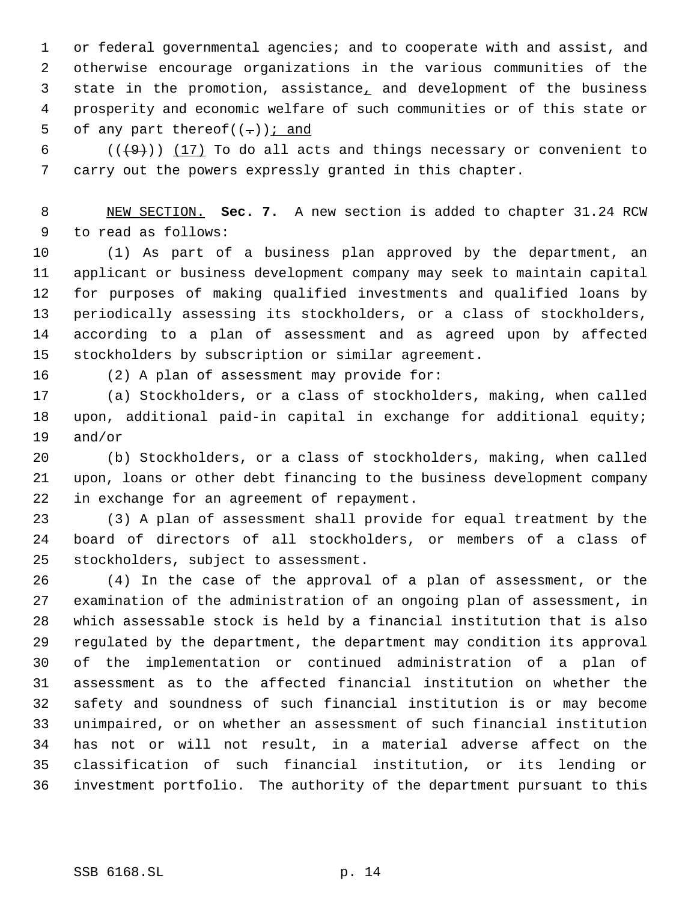or federal governmental agencies; and to cooperate with and assist, and otherwise encourage organizations in the various communities of the state in the promotion, assistance, and development of the business prosperity and economic welfare of such communities or of this state or of any part thereof((.)); and

(((9))) (17) To do all acts and things necessary or convenient to carry out the powers expressly granted in this chapter.

NEW SECTION. **Sec. 7.** A new section is added to chapter 31.24 RCW to read as follows:

(1) As part of a business plan approved by the department, an applicant or business development company may seek to maintain capital for purposes of making qualified investments and qualified loans by periodically assessing its stockholders, or a class of stockholders, according to a plan of assessment and as agreed upon by affected stockholders by subscription or similar agreement.

(2) A plan of assessment may provide for:

(a) Stockholders, or a class of stockholders, making, when called upon, additional paid-in capital in exchange for additional equity; and/or

(b) Stockholders, or a class of stockholders, making, when called upon, loans or other debt financing to the business development company in exchange for an agreement of repayment.

(3) A plan of assessment shall provide for equal treatment by the board of directors of all stockholders, or members of a class of stockholders, subject to assessment.

(4) In the case of the approval of a plan of assessment, or the examination of the administration of an ongoing plan of assessment, in which assessable stock is held by a financial institution that is also regulated by the department, the department may condition its approval of the implementation or continued administration of a plan of assessment as to the affected financial institution on whether the safety and soundness of such financial institution is or may become unimpaired, or on whether an assessment of such financial institution has not or will not result, in a material adverse affect on the classification of such financial institution, or its lending or investment portfolio. The authority of the department pursuant to this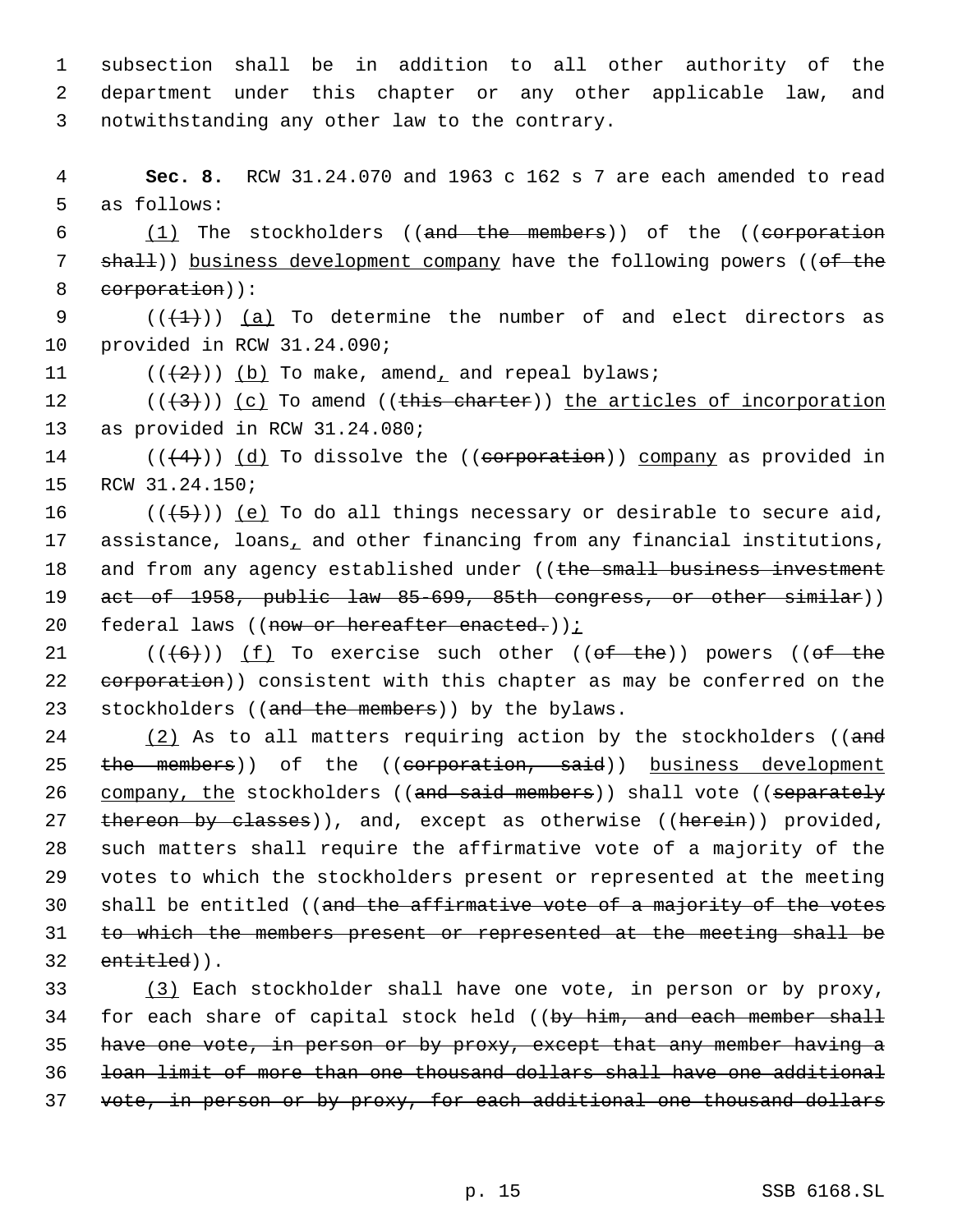subsection shall be in addition to all other authority of the department under this chapter or any other applicable law, and notwithstanding any other law to the contrary.

**Sec. 8.** RCW 31.24.070 and 1963 c 162 s 7 are each amended to read as follows:

(1) The stockholders ((and the members)) of the ((corporation shall)) business development company have the following powers ((of the corporation)):

(((1))) (a) To determine the number of and elect directors as provided in RCW 31.24.090;

(((2))) (b) To make, amend, and repeal bylaws;

(((3))) (c) To amend ((this charter)) the articles of incorporation as provided in RCW 31.24.080;

(((4))) (d) To dissolve the ((corporation)) company as provided in RCW 31.24.150;

(((5))) (e) To do all things necessary or desirable to secure aid, assistance, loans, and other financing from any financial institutions, and from any agency established under ((the small business investment act of 1958, public law 85-699, 85th congress, or other similar)) federal laws ((now or hereafter enacted.));

(((6))) (f) To exercise such other ((of the)) powers ((of the corporation)) consistent with this chapter as may be conferred on the stockholders ((and the members)) by the bylaws.

(2) As to all matters requiring action by the stockholders ((and the members)) of the ((corporation, said)) business development company, the stockholders ((and said members)) shall vote ((separately thereon by classes)), and, except as otherwise ((herein)) provided, such matters shall require the affirmative vote of a majority of the votes to which the stockholders present or represented at the meeting shall be entitled ((and the affirmative vote of a majority of the votes to which the members present or represented at the meeting shall be entitled)).

(3) Each stockholder shall have one vote, in person or by proxy, for each share of capital stock held ((by him, and each member shall have one vote, in person or by proxy, except that any member having a loan limit of more than one thousand dollars shall have one additional vote, in person or by proxy, for each additional one thousand dollars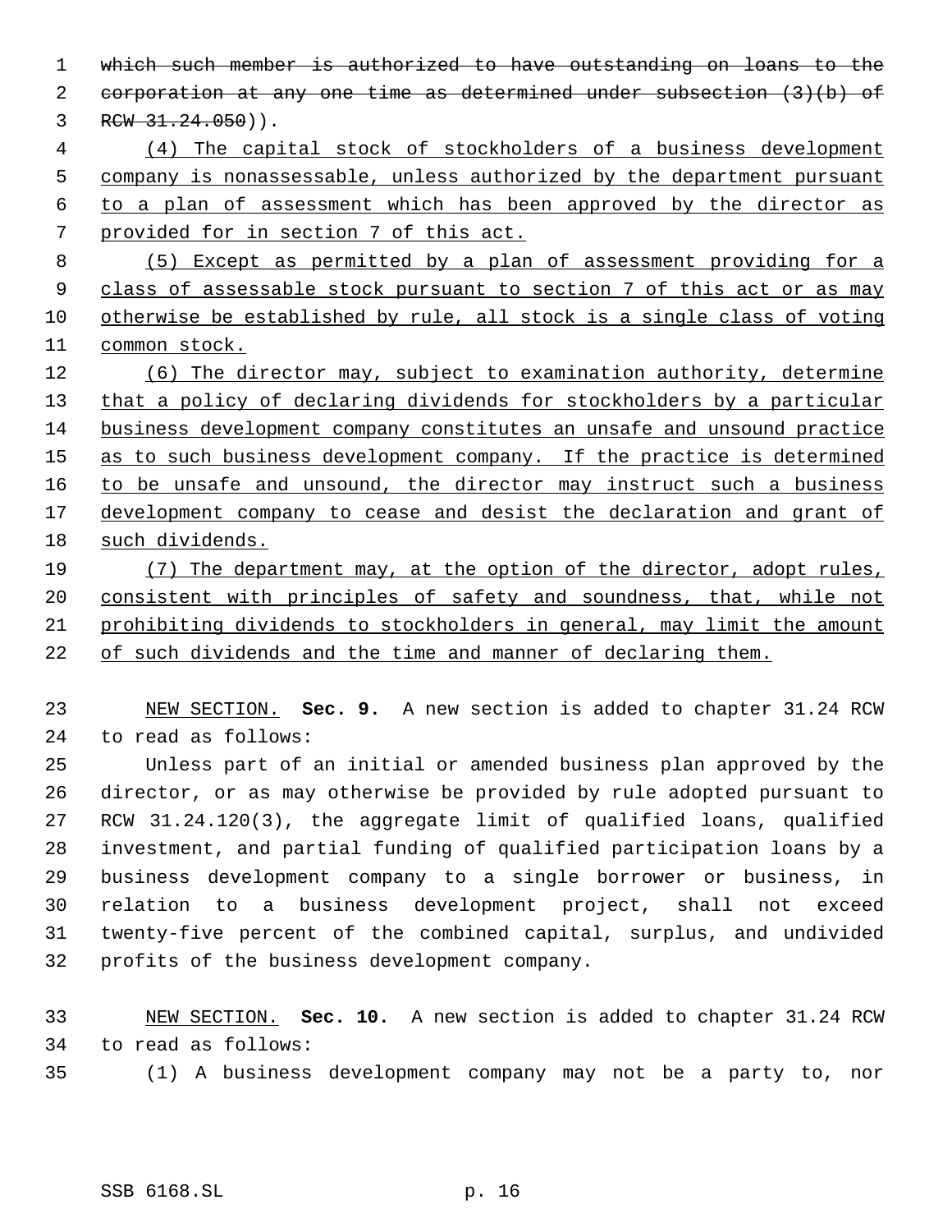~~which such member is authorized to have outstanding on loans to the corporation at any one time as determined under subsection (3)(b) of RCW 31.24.050~~)).

<u>(4) The capital stock of stockholders of a business development company is nonassessable, unless authorized by the department pursuant to a plan of assessment which has been approved by the director as provided for in section 7 of this act.</u>

<u>(5) Except as permitted by a plan of assessment providing for a class of assessable stock pursuant to section 7 of this act or as may otherwise be established by rule, all stock is a single class of voting common stock.</u>

<u>(6) The director may, subject to examination authority, determine that a policy of declaring dividends for stockholders by a particular business development company constitutes an unsafe and unsound practice as to such business development company. If the practice is determined to be unsafe and unsound, the director may instruct such a business development company to cease and desist the declaration and grant of such dividends.</u>

<u>(7) The department may, at the option of the director, adopt rules, consistent with principles of safety and soundness, that, while not prohibiting dividends to stockholders in general, may limit the amount of such dividends and the time and manner of declaring them.</u>

<u>NEW SECTION.</u> **Sec. 9.** A new section is added to chapter 31.24 RCW to read as follows:

Unless part of an initial or amended business plan approved by the director, or as may otherwise be provided by rule adopted pursuant to RCW 31.24.120(3), the aggregate limit of qualified loans, qualified investment, and partial funding of qualified participation loans by a business development company to a single borrower or business, in relation to a business development project, shall not exceed twenty-five percent of the combined capital, surplus, and undivided profits of the business development company.

<u>NEW SECTION.</u> **Sec. 10.** A new section is added to chapter 31.24 RCW to read as follows:

(1) A business development company may not be a party to, nor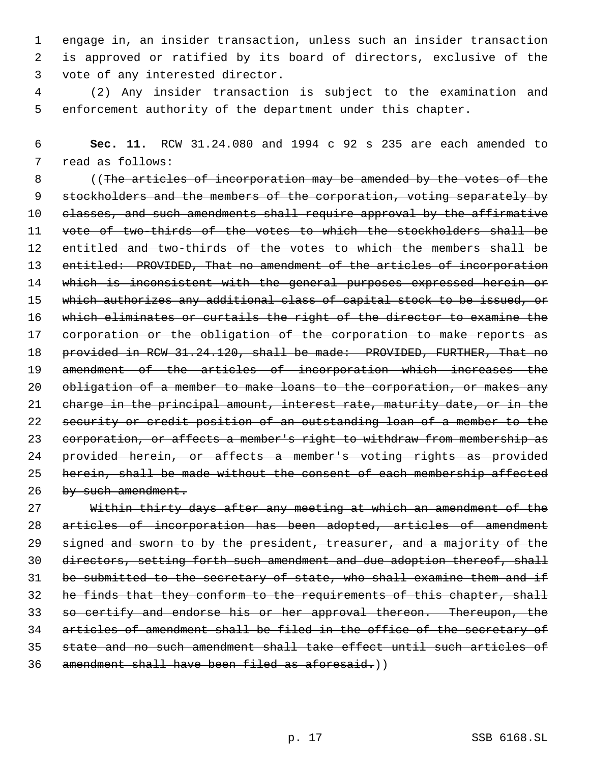engage in, an insider transaction, unless such an insider transaction is approved or ratified by its board of directors, exclusive of the vote of any interested director.

(2) Any insider transaction is subject to the examination and enforcement authority of the department under this chapter.

**Sec. 11.** RCW 31.24.080 and 1994 c 92 s 235 are each amended to read as follows:

((~~The articles of incorporation may be amended by the votes of the stockholders and the members of the corporation, voting separately by classes, and such amendments shall require approval by the affirmative vote of two-thirds of the votes to which the stockholders shall be entitled and two-thirds of the votes to which the members shall be entitled: PROVIDED, That no amendment of the articles of incorporation which is inconsistent with the general purposes expressed herein or which authorizes any additional class of capital stock to be issued, or which eliminates or curtails the right of the director to examine the corporation or the obligation of the corporation to make reports as provided in RCW 31.24.120, shall be made: PROVIDED, FURTHER, That no amendment of the articles of incorporation which increases the obligation of a member to make loans to the corporation, or makes any charge in the principal amount, interest rate, maturity date, or in the security or credit position of an outstanding loan of a member to the corporation, or affects a member's right to withdraw from membership as provided herein, or affects a member's voting rights as provided herein, shall be made without the consent of each membership affected by such amendment.~~

~~Within thirty days after any meeting at which an amendment of the articles of incorporation has been adopted, articles of amendment signed and sworn to by the president, treasurer, and a majority of the directors, setting forth such amendment and due adoption thereof, shall be submitted to the secretary of state, who shall examine them and if he finds that they conform to the requirements of this chapter, shall so certify and endorse his or her approval thereon. Thereupon, the articles of amendment shall be filed in the office of the secretary of state and no such amendment shall take effect until such articles of amendment shall have been filed as aforesaid.~~))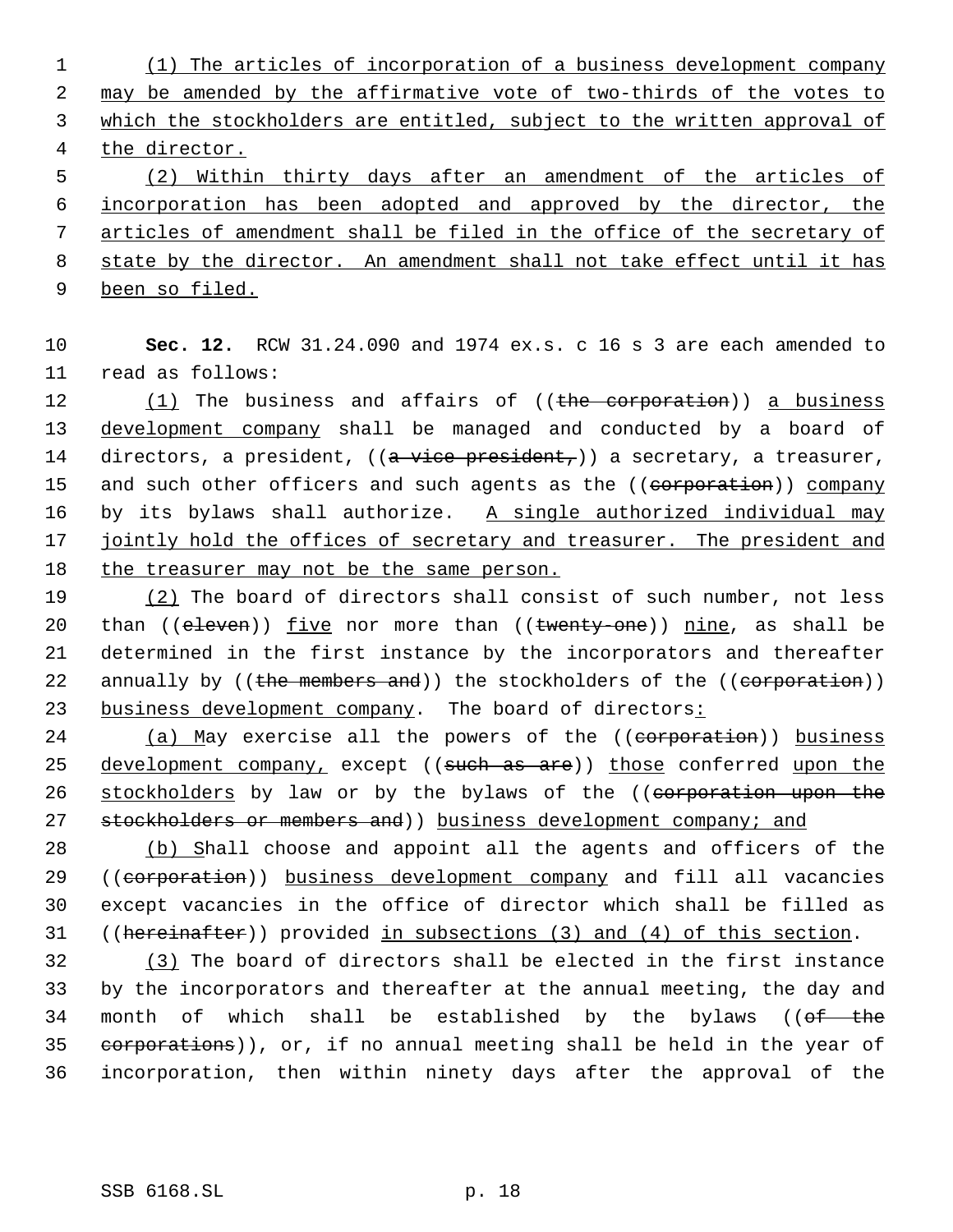(1) The articles of incorporation of a business development company may be amended by the affirmative vote of two-thirds of the votes to which the stockholders are entitled, subject to the written approval of the director.

(2) Within thirty days after an amendment of the articles of incorporation has been adopted and approved by the director, the articles of amendment shall be filed in the office of the secretary of state by the director. An amendment shall not take effect until it has been so filed.

**Sec. 12.** RCW 31.24.090 and 1974 ex.s. c 16 s 3 are each amended to read as follows:

(1) The business and affairs of ((~~the corporation~~)) a business development company shall be managed and conducted by a board of directors, a president, ((~~a vice president,~~)) a secretary, a treasurer, and such other officers and such agents as the ((~~corporation~~)) company by its bylaws shall authorize. A single authorized individual may jointly hold the offices of secretary and treasurer. The president and the treasurer may not be the same person.

(2) The board of directors shall consist of such number, not less than ((~~eleven~~)) five nor more than ((~~twenty-one~~)) nine, as shall be determined in the first instance by the incorporators and thereafter annually by ((~~the members and~~)) the stockholders of the ((~~corporation~~)) business development company. The board of directors:

(a) May exercise all the powers of the ((~~corporation~~)) business development company, except ((~~such as are~~)) those conferred upon the stockholders by law or by the bylaws of the ((~~corporation upon the stockholders or members and~~)) business development company; and

(b) Shall choose and appoint all the agents and officers of the ((~~corporation~~)) business development company and fill all vacancies except vacancies in the office of director which shall be filled as ((~~hereinafter~~)) provided in subsections (3) and (4) of this section.

(3) The board of directors shall be elected in the first instance by the incorporators and thereafter at the annual meeting, the day and month of which shall be established by the bylaws ((~~of the corporations~~)), or, if no annual meeting shall be held in the year of incorporation, then within ninety days after the approval of the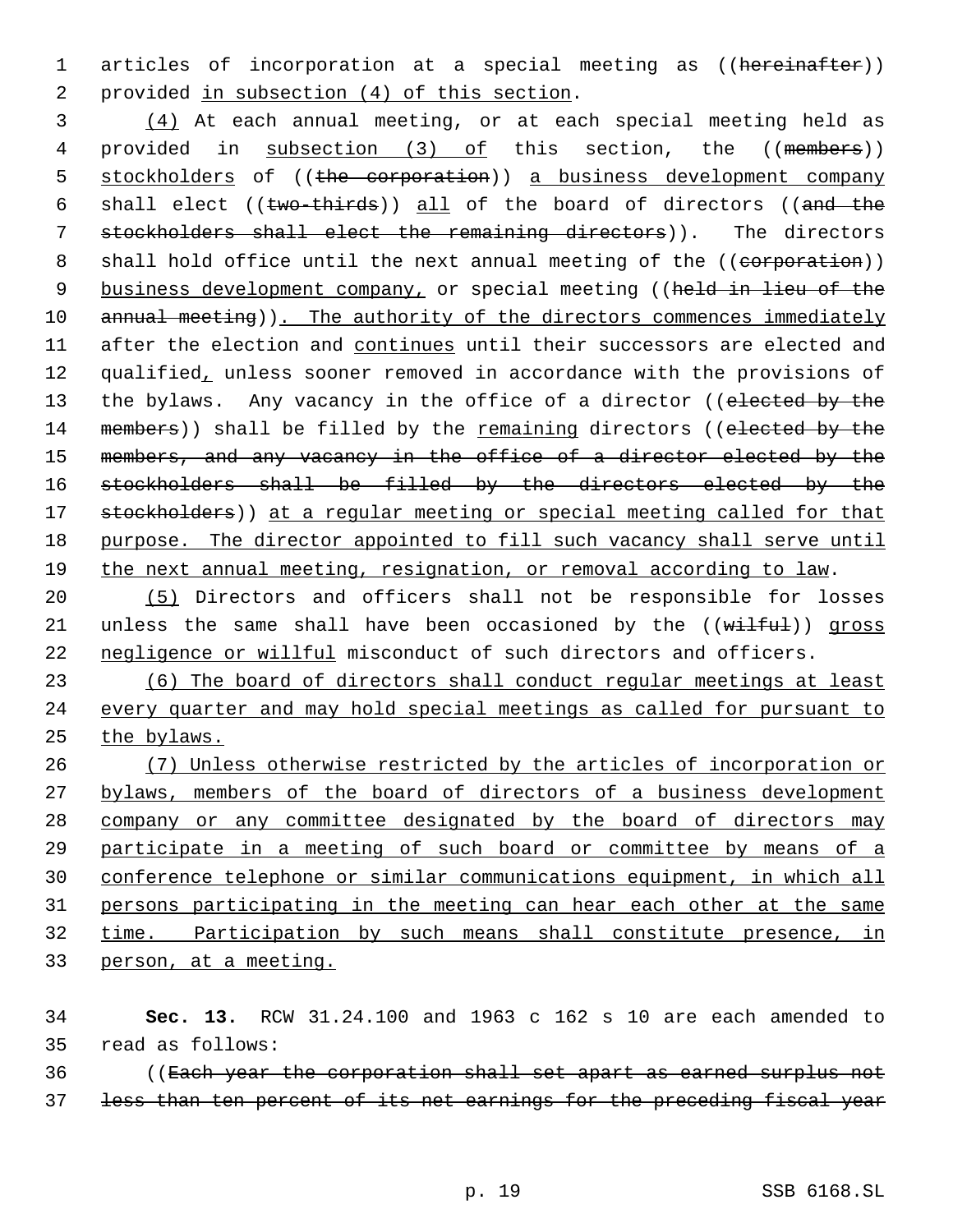articles of incorporation at a special meeting as ((~~hereinafter~~)) provided <u>in subsection (4) of this section</u>.

<u>(4)</u> At each annual meeting, or at each special meeting held as provided in <u>subsection (3) of</u> this section, the ((~~members~~)) <u>stockholders</u> of ((~~the corporation~~)) <u>a business development company</u> shall elect ((~~two-thirds~~)) <u>all</u> of the board of directors ((~~and the stockholders shall elect the remaining directors~~)). The directors shall hold office until the next annual meeting of the ((~~corporation~~)) <u>business development company,</u> or special meeting ((~~held in lieu of the annual meeting~~))<u>. The authority of the directors commences immediately</u> after the election and <u>continues</u> until their successors are elected and qualified<u>,</u> unless sooner removed in accordance with the provisions of the bylaws. Any vacancy in the office of a director ((~~elected by the members~~)) shall be filled by the <u>remaining</u> directors ((~~elected by the members, and any vacancy in the office of a director elected by the stockholders shall be filled by the directors elected by the stockholders~~)) <u>at a regular meeting or special meeting called for that purpose. The director appointed to fill such vacancy shall serve until the next annual meeting, resignation, or removal according to law</u>.

<u>(5)</u> Directors and officers shall not be responsible for losses unless the same shall have been occasioned by the ((~~wilful~~)) <u>gross negligence or willful</u> misconduct of such directors and officers.

<u>(6) The board of directors shall conduct regular meetings at least every quarter and may hold special meetings as called for pursuant to the bylaws.</u>

<u>(7) Unless otherwise restricted by the articles of incorporation or bylaws, members of the board of directors of a business development company or any committee designated by the board of directors may participate in a meeting of such board or committee by means of a conference telephone or similar communications equipment, in which all persons participating in the meeting can hear each other at the same time. Participation by such means shall constitute presence, in person, at a meeting.</u>

**Sec. 13.** RCW 31.24.100 and 1963 c 162 s 10 are each amended to read as follows:

((~~Each year the corporation shall set apart as earned surplus not less than ten percent of its net earnings for the preceding fiscal year~~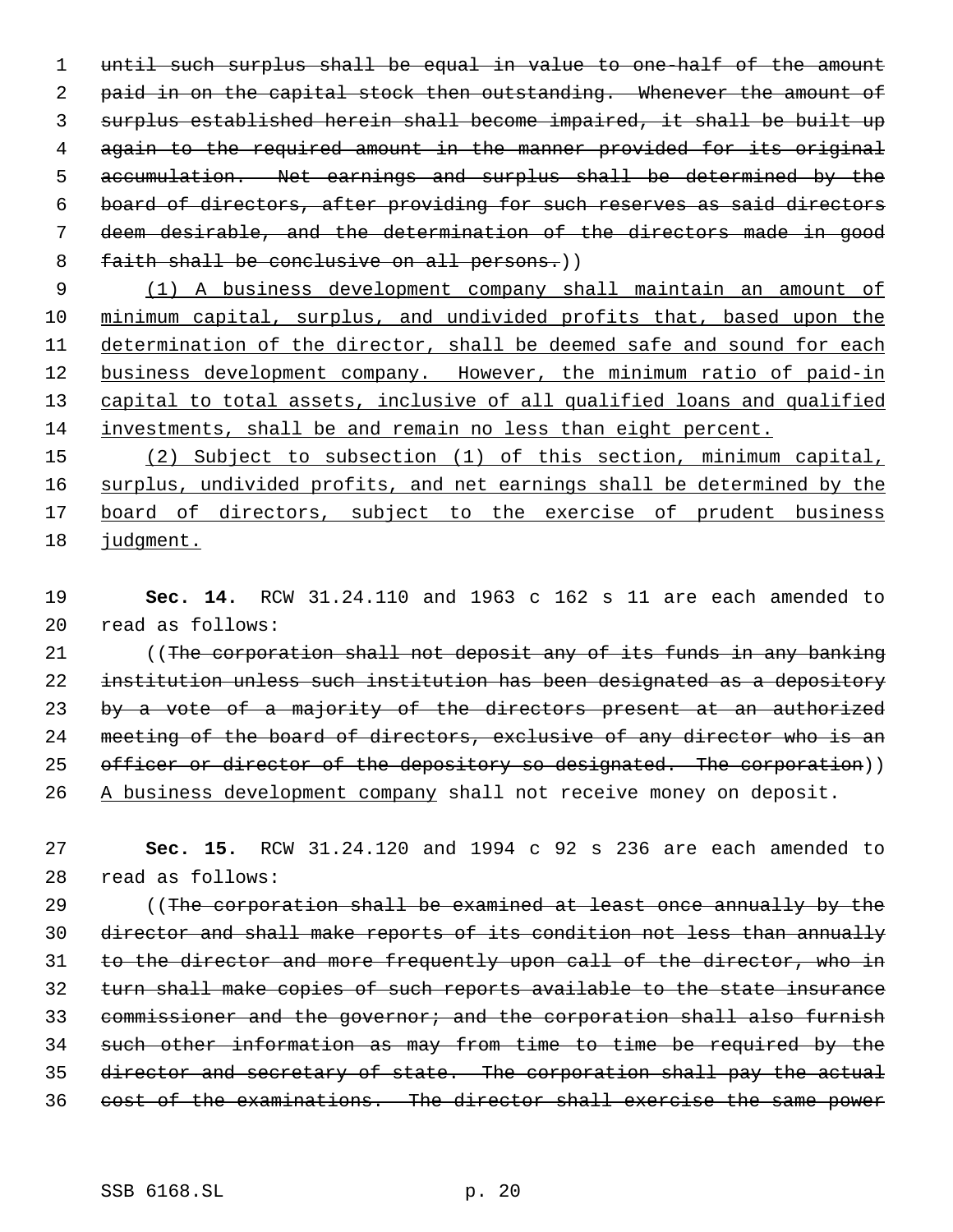~~until such surplus shall be equal in value to one-half of the amount paid in on the capital stock then outstanding. Whenever the amount of surplus established herein shall become impaired, it shall be built up again to the required amount in the manner provided for its original accumulation. Net earnings and surplus shall be determined by the board of directors, after providing for such reserves as said directors deem desirable, and the determination of the directors made in good faith shall be conclusive on all persons.~~))

<u>(1) A business development company shall maintain an amount of minimum capital, surplus, and undivided profits that, based upon the determination of the director, shall be deemed safe and sound for each business development company. However, the minimum ratio of paid-in capital to total assets, inclusive of all qualified loans and qualified investments, shall be and remain no less than eight percent.</u>

<u>(2) Subject to subsection (1) of this section, minimum capital, surplus, undivided profits, and net earnings shall be determined by the board of directors, subject to the exercise of prudent business judgment.</u>

**Sec. 14.** RCW 31.24.110 and 1963 c 162 s 11 are each amended to read as follows:

((~~The corporation shall not deposit any of its funds in any banking institution unless such institution has been designated as a depository by a vote of a majority of the directors present at an authorized meeting of the board of directors, exclusive of any director who is an officer or director of the depository so designated. The corporation~~)) <u>A business development company</u> shall not receive money on deposit.

**Sec. 15.** RCW 31.24.120 and 1994 c 92 s 236 are each amended to read as follows:

((~~The corporation shall be examined at least once annually by the director and shall make reports of its condition not less than annually to the director and more frequently upon call of the director, who in turn shall make copies of such reports available to the state insurance commissioner and the governor; and the corporation shall also furnish such other information as may from time to time be required by the director and secretary of state. The corporation shall pay the actual cost of the examinations. The director shall exercise the same power~~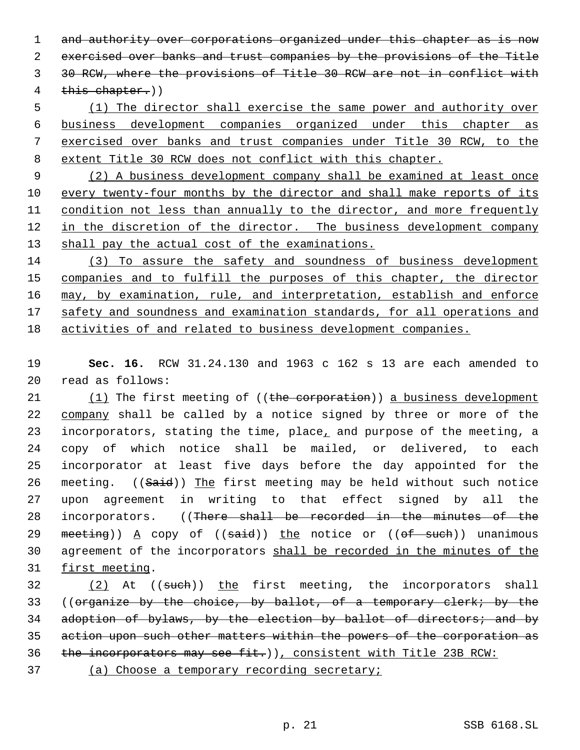~~and authority over corporations organized under this chapter as is now exercised over banks and trust companies by the provisions of the Title 30 RCW, where the provisions of Title 30 RCW are not in conflict with this chapter.~~))

<u>(1) The director shall exercise the same power and authority over business development companies organized under this chapter as exercised over banks and trust companies under Title 30 RCW, to the extent Title 30 RCW does not conflict with this chapter.</u>

<u>(2) A business development company shall be examined at least once every twenty-four months by the director and shall make reports of its condition not less than annually to the director, and more frequently in the discretion of the director. The business development company shall pay the actual cost of the examinations.</u>

<u>(3) To assure the safety and soundness of business development companies and to fulfill the purposes of this chapter, the director may, by examination, rule, and interpretation, establish and enforce safety and soundness and examination standards, for all operations and activities of and related to business development companies.</u>

**Sec. 16.** RCW 31.24.130 and 1963 c 162 s 13 are each amended to read as follows:

<u>(1)</u> The first meeting of ((~~the corporation~~)) <u>a business development company</u> shall be called by a notice signed by three or more of the incorporators, stating the time, place<u>,</u> and purpose of the meeting, a copy of which notice shall be mailed, or delivered, to each incorporator at least five days before the day appointed for the meeting. ((~~Said~~)) <u>The</u> first meeting may be held without such notice upon agreement in writing to that effect signed by all the incorporators. ((~~There shall be recorded in the minutes of the meeting~~)) <u>A</u> copy of ((~~said~~)) <u>the</u> notice or ((~~of such~~)) unanimous agreement of the incorporators <u>shall be recorded in the minutes of the first meeting</u>.

<u>(2)</u> At ((~~such~~)) <u>the</u> first meeting, the incorporators shall ((~~organize by the choice, by ballot, of a temporary clerk; by the adoption of bylaws, by the election by ballot of directors; and by action upon such other matters within the powers of the corporation as the incorporators may see fit.~~))<u>, consistent with Title 23B RCW:</u>

<u>(a) Choose a temporary recording secretary;</u>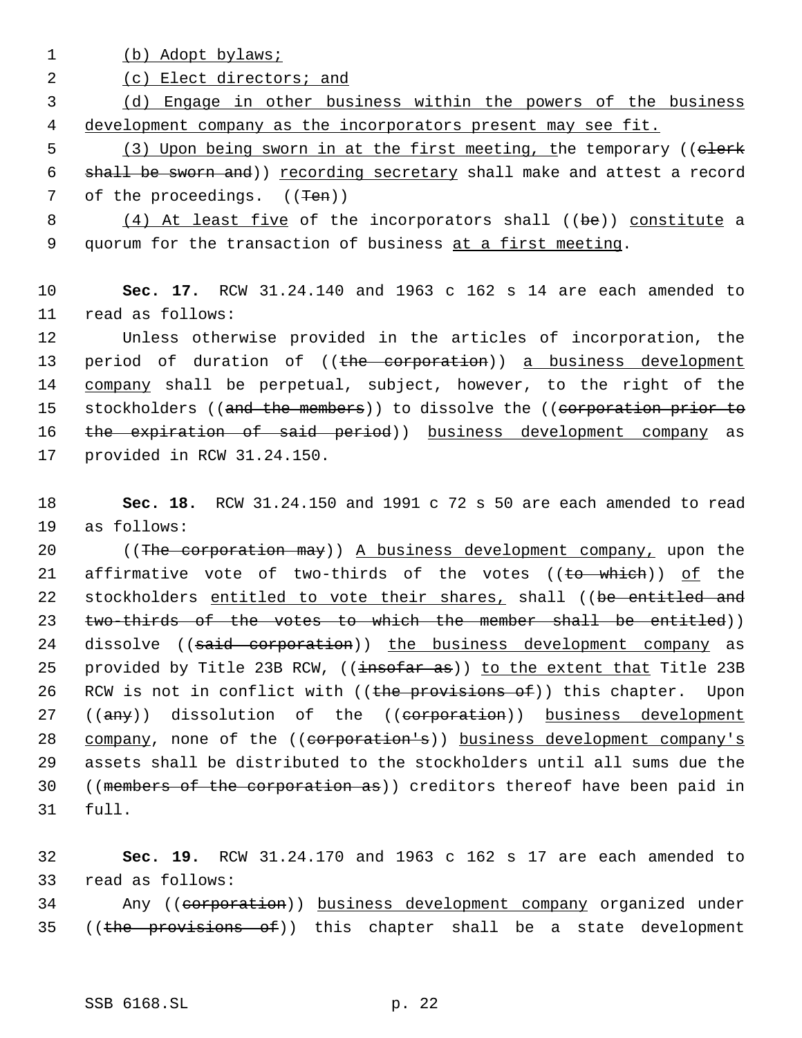(b) Adopt bylaws;

(c) Elect directors; and

(d) Engage in other business within the powers of the business development company as the incorporators present may see fit.

(3) Upon being sworn in at the first meeting, the temporary ((~~clerk shall be sworn and~~)) recording secretary shall make and attest a record of the proceedings. ((~~Ten~~))

(4) At least five of the incorporators shall ((~~be~~)) constitute a quorum for the transaction of business at a first meeting.

**Sec. 17.** RCW 31.24.140 and 1963 c 162 s 14 are each amended to read as follows:

Unless otherwise provided in the articles of incorporation, the period of duration of ((~~the corporation~~)) a business development company shall be perpetual, subject, however, to the right of the stockholders ((~~and the members~~)) to dissolve the ((~~corporation prior to the expiration of said period~~)) business development company as provided in RCW 31.24.150.

**Sec. 18.** RCW 31.24.150 and 1991 c 72 s 50 are each amended to read as follows:

((~~The corporation may~~)) A business development company, upon the affirmative vote of two-thirds of the votes ((~~to which~~)) of the stockholders entitled to vote their shares, shall ((~~be entitled and two-thirds of the votes to which the member shall be entitled~~)) dissolve ((~~said corporation~~)) the business development company as provided by Title 23B RCW, ((~~insofar as~~)) to the extent that Title 23B RCW is not in conflict with ((~~the provisions of~~)) this chapter. Upon ((~~any~~)) dissolution of the ((~~corporation~~)) business development company, none of the ((~~corporation's~~)) business development company's assets shall be distributed to the stockholders until all sums due the ((~~members of the corporation as~~)) creditors thereof have been paid in full.

**Sec. 19.** RCW 31.24.170 and 1963 c 162 s 17 are each amended to read as follows:

Any ((~~corporation~~)) business development company organized under ((~~the provisions of~~)) this chapter shall be a state development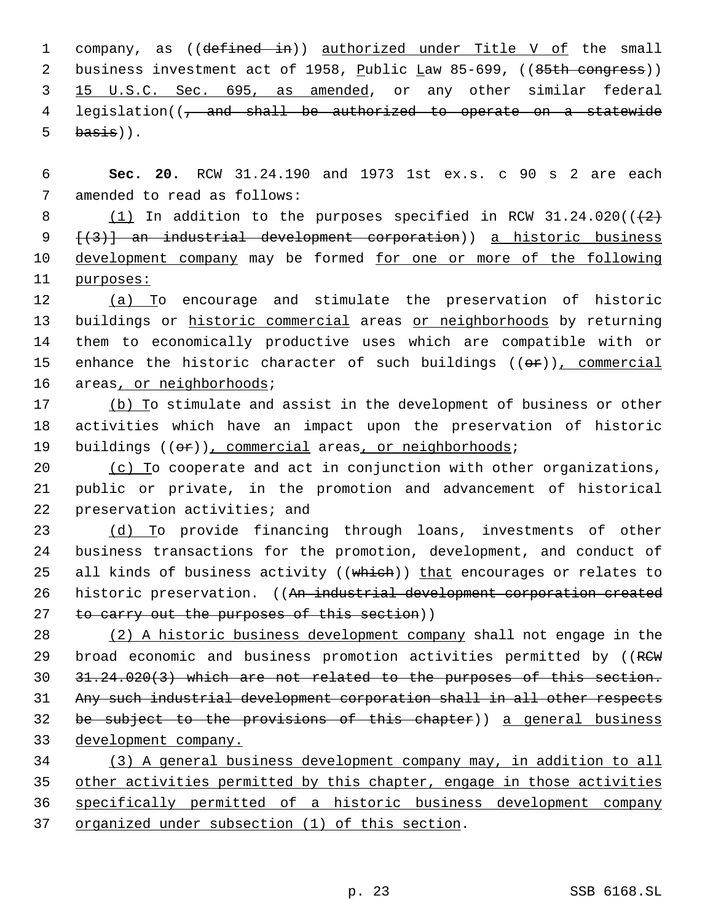company, as ((defined in)) authorized under Title V of the small business investment act of 1958, Public Law 85-699, ((85th congress)) 15 U.S.C. Sec. 695, as amended, or any other similar federal legislation((, and shall be authorized to operate on a statewide basis)).

**Sec. 20.** RCW 31.24.190 and 1973 1st ex.s. c 90 s 2 are each amended to read as follows:

(1) In addition to the purposes specified in RCW 31.24.020(((2) [(3)] an industrial development corporation)) a historic business development company may be formed for one or more of the following purposes:

(a) To encourage and stimulate the preservation of historic buildings or historic commercial areas or neighborhoods by returning them to economically productive uses which are compatible with or enhance the historic character of such buildings ((or)), commercial areas, or neighborhoods;

(b) To stimulate and assist in the development of business or other activities which have an impact upon the preservation of historic buildings ((or)), commercial areas, or neighborhoods;

(c) To cooperate and act in conjunction with other organizations, public or private, in the promotion and advancement of historical preservation activities; and

(d) To provide financing through loans, investments of other business transactions for the promotion, development, and conduct of all kinds of business activity ((which)) that encourages or relates to historic preservation. ((An industrial development corporation created to carry out the purposes of this section))

(2) A historic business development company shall not engage in the broad economic and business promotion activities permitted by ((RCW 31.24.020(3) which are not related to the purposes of this section. Any such industrial development corporation shall in all other respects be subject to the provisions of this chapter)) a general business development company.

(3) A general business development company may, in addition to all other activities permitted by this chapter, engage in those activities specifically permitted of a historic business development company organized under subsection (1) of this section.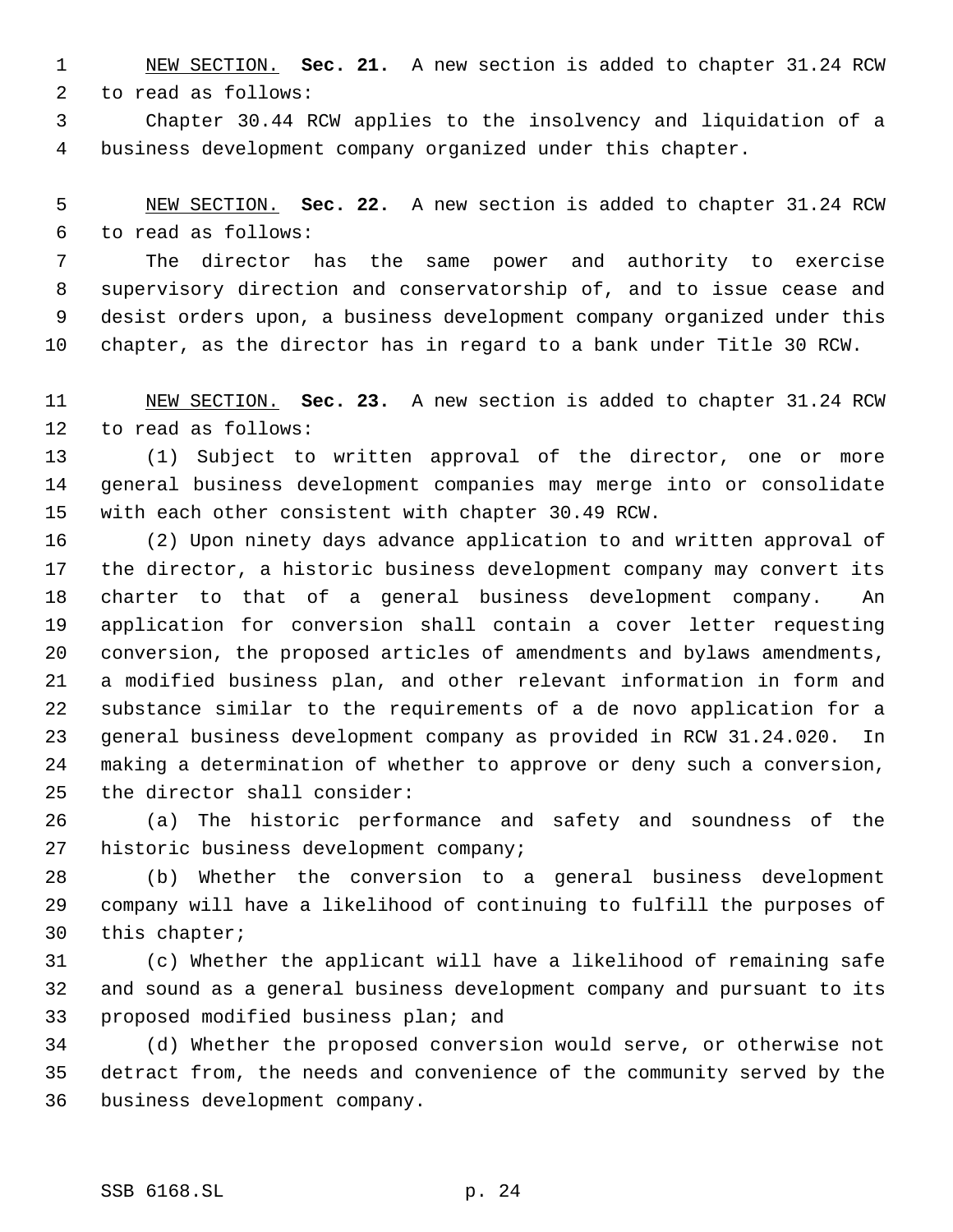NEW SECTION. **Sec. 21.** A new section is added to chapter 31.24 RCW to read as follows:

Chapter 30.44 RCW applies to the insolvency and liquidation of a business development company organized under this chapter.

NEW SECTION. **Sec. 22.** A new section is added to chapter 31.24 RCW to read as follows:

The director has the same power and authority to exercise supervisory direction and conservatorship of, and to issue cease and desist orders upon, a business development company organized under this chapter, as the director has in regard to a bank under Title 30 RCW.

NEW SECTION. **Sec. 23.** A new section is added to chapter 31.24 RCW to read as follows:

(1) Subject to written approval of the director, one or more general business development companies may merge into or consolidate with each other consistent with chapter 30.49 RCW.

(2) Upon ninety days advance application to and written approval of the director, a historic business development company may convert its charter to that of a general business development company. An application for conversion shall contain a cover letter requesting conversion, the proposed articles of amendments and bylaws amendments, a modified business plan, and other relevant information in form and substance similar to the requirements of a de novo application for a general business development company as provided in RCW 31.24.020. In making a determination of whether to approve or deny such a conversion, the director shall consider:

(a) The historic performance and safety and soundness of the historic business development company;

(b) Whether the conversion to a general business development company will have a likelihood of continuing to fulfill the purposes of this chapter;

(c) Whether the applicant will have a likelihood of remaining safe and sound as a general business development company and pursuant to its proposed modified business plan; and

(d) Whether the proposed conversion would serve, or otherwise not detract from, the needs and convenience of the community served by the business development company.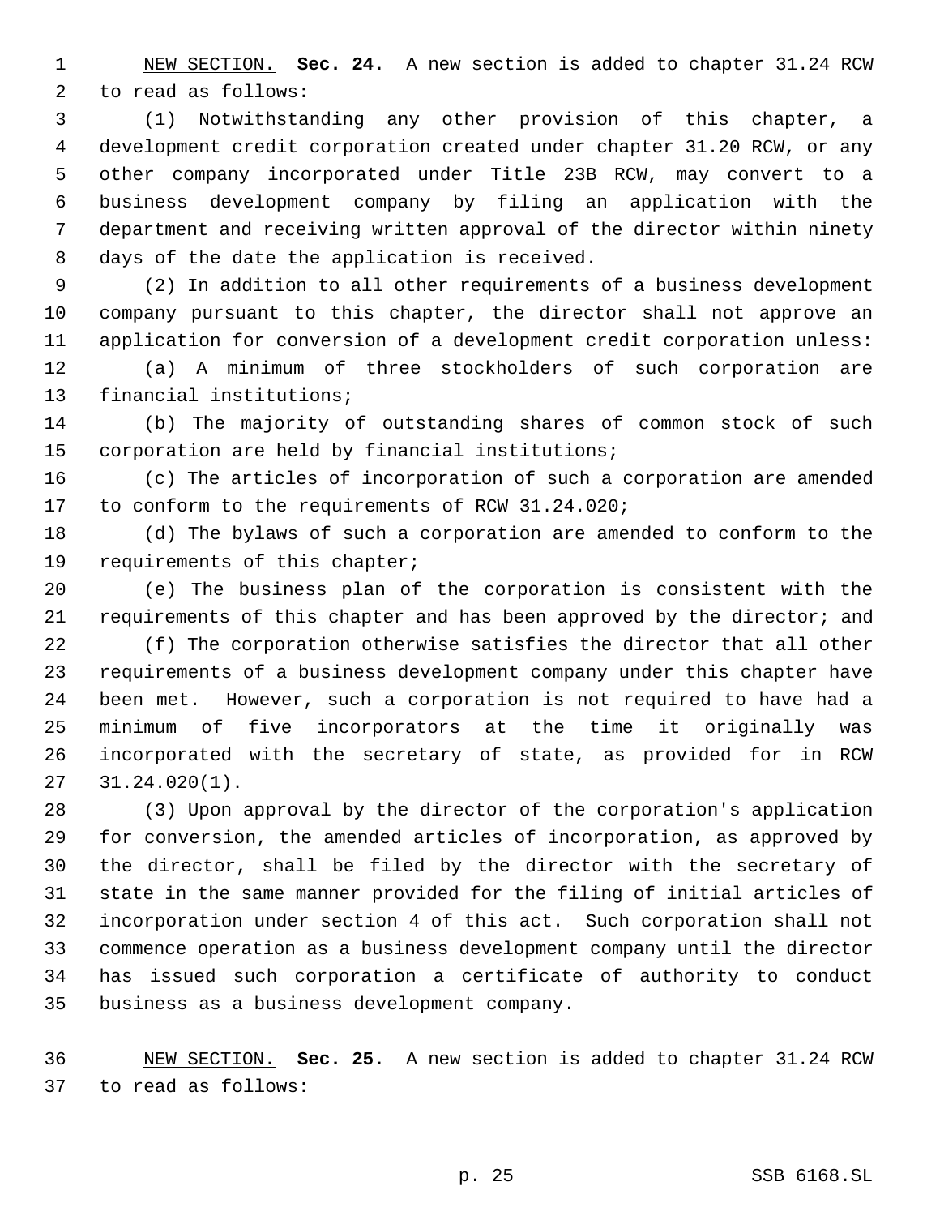NEW SECTION. **Sec. 24.** A new section is added to chapter 31.24 RCW to read as follows:

(1) Notwithstanding any other provision of this chapter, a development credit corporation created under chapter 31.20 RCW, or any other company incorporated under Title 23B RCW, may convert to a business development company by filing an application with the department and receiving written approval of the director within ninety days of the date the application is received.

(2) In addition to all other requirements of a business development company pursuant to this chapter, the director shall not approve an application for conversion of a development credit corporation unless:

(a) A minimum of three stockholders of such corporation are financial institutions;

(b) The majority of outstanding shares of common stock of such corporation are held by financial institutions;

(c) The articles of incorporation of such a corporation are amended to conform to the requirements of RCW 31.24.020;

(d) The bylaws of such a corporation are amended to conform to the requirements of this chapter;

(e) The business plan of the corporation is consistent with the requirements of this chapter and has been approved by the director; and

(f) The corporation otherwise satisfies the director that all other requirements of a business development company under this chapter have been met. However, such a corporation is not required to have had a minimum of five incorporators at the time it originally was incorporated with the secretary of state, as provided for in RCW 31.24.020(1).

(3) Upon approval by the director of the corporation's application for conversion, the amended articles of incorporation, as approved by the director, shall be filed by the director with the secretary of state in the same manner provided for the filing of initial articles of incorporation under section 4 of this act. Such corporation shall not commence operation as a business development company until the director has issued such corporation a certificate of authority to conduct business as a business development company.

NEW SECTION. **Sec. 25.** A new section is added to chapter 31.24 RCW to read as follows: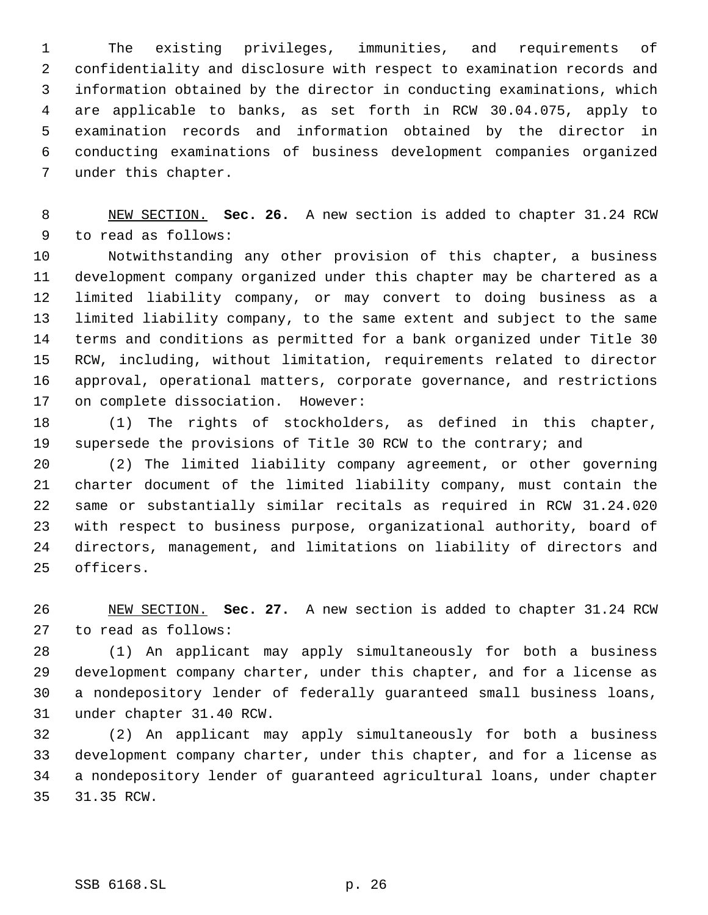The existing privileges, immunities, and requirements of confidentiality and disclosure with respect to examination records and information obtained by the director in conducting examinations, which are applicable to banks, as set forth in RCW 30.04.075, apply to examination records and information obtained by the director in conducting examinations of business development companies organized under this chapter.

NEW SECTION. **Sec. 26.** A new section is added to chapter 31.24 RCW to read as follows:

Notwithstanding any other provision of this chapter, a business development company organized under this chapter may be chartered as a limited liability company, or may convert to doing business as a limited liability company, to the same extent and subject to the same terms and conditions as permitted for a bank organized under Title 30 RCW, including, without limitation, requirements related to director approval, operational matters, corporate governance, and restrictions on complete dissociation. However:

(1) The rights of stockholders, as defined in this chapter, supersede the provisions of Title 30 RCW to the contrary; and

(2) The limited liability company agreement, or other governing charter document of the limited liability company, must contain the same or substantially similar recitals as required in RCW 31.24.020 with respect to business purpose, organizational authority, board of directors, management, and limitations on liability of directors and officers.

NEW SECTION. **Sec. 27.** A new section is added to chapter 31.24 RCW to read as follows:

(1) An applicant may apply simultaneously for both a business development company charter, under this chapter, and for a license as a nondepository lender of federally guaranteed small business loans, under chapter 31.40 RCW.

(2) An applicant may apply simultaneously for both a business development company charter, under this chapter, and for a license as a nondepository lender of guaranteed agricultural loans, under chapter 31.35 RCW.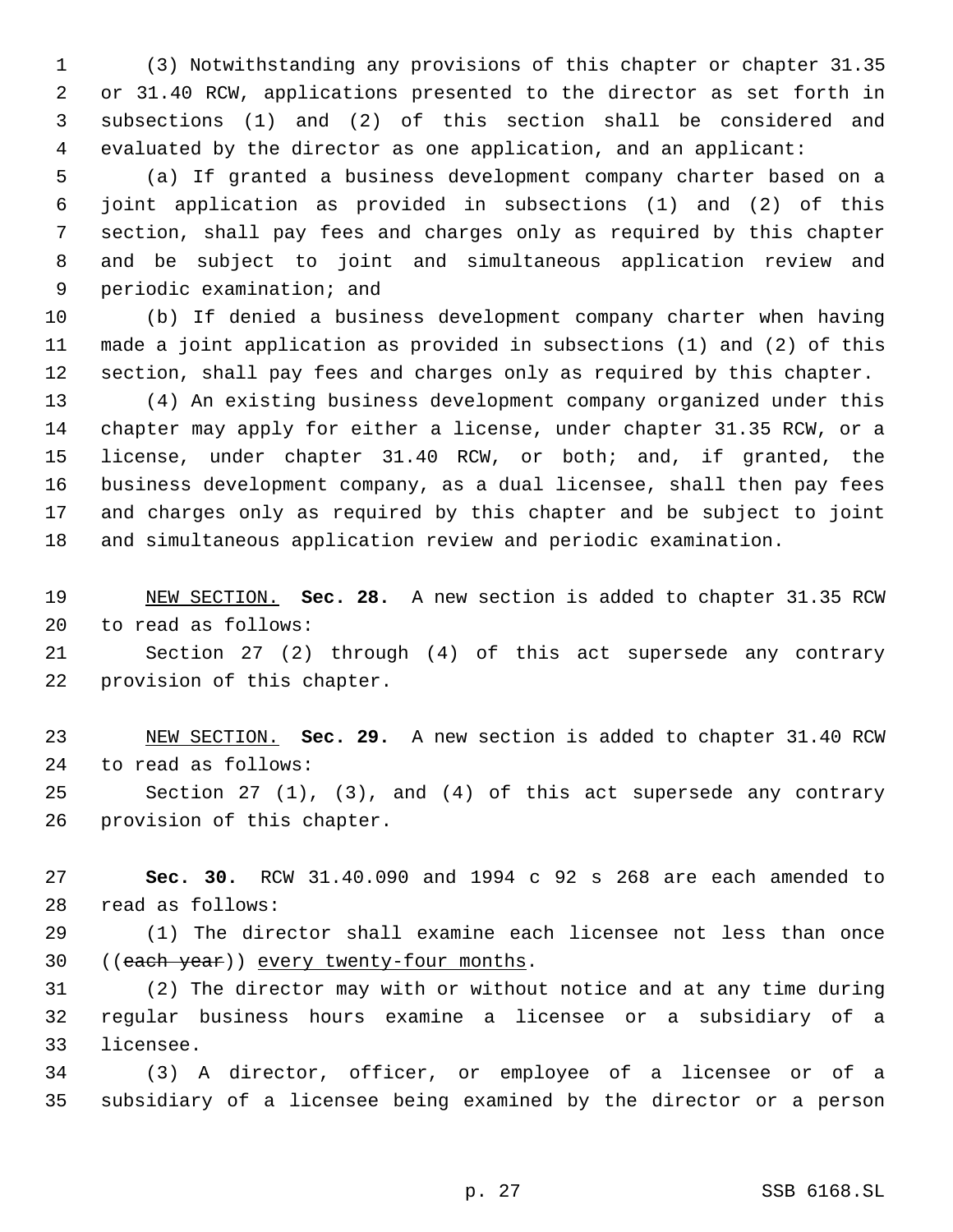(3) Notwithstanding any provisions of this chapter or chapter 31.35 or 31.40 RCW, applications presented to the director as set forth in subsections (1) and (2) of this section shall be considered and evaluated by the director as one application, and an applicant:

(a) If granted a business development company charter based on a joint application as provided in subsections (1) and (2) of this section, shall pay fees and charges only as required by this chapter and be subject to joint and simultaneous application review and periodic examination; and

(b) If denied a business development company charter when having made a joint application as provided in subsections (1) and (2) of this section, shall pay fees and charges only as required by this chapter.

(4) An existing business development company organized under this chapter may apply for either a license, under chapter 31.35 RCW, or a license, under chapter 31.40 RCW, or both; and, if granted, the business development company, as a dual licensee, shall then pay fees and charges only as required by this chapter and be subject to joint and simultaneous application review and periodic examination.

NEW SECTION. **Sec. 28.** A new section is added to chapter 31.35 RCW to read as follows:

Section 27 (2) through (4) of this act supersede any contrary provision of this chapter.

NEW SECTION. **Sec. 29.** A new section is added to chapter 31.40 RCW to read as follows:

Section 27 (1), (3), and (4) of this act supersede any contrary provision of this chapter.

**Sec. 30.** RCW 31.40.090 and 1994 c 92 s 268 are each amended to read as follows:

(1) The director shall examine each licensee not less than once ((~~each year~~)) every twenty-four months.

(2) The director may with or without notice and at any time during regular business hours examine a licensee or a subsidiary of a licensee.

(3) A director, officer, or employee of a licensee or of a subsidiary of a licensee being examined by the director or a person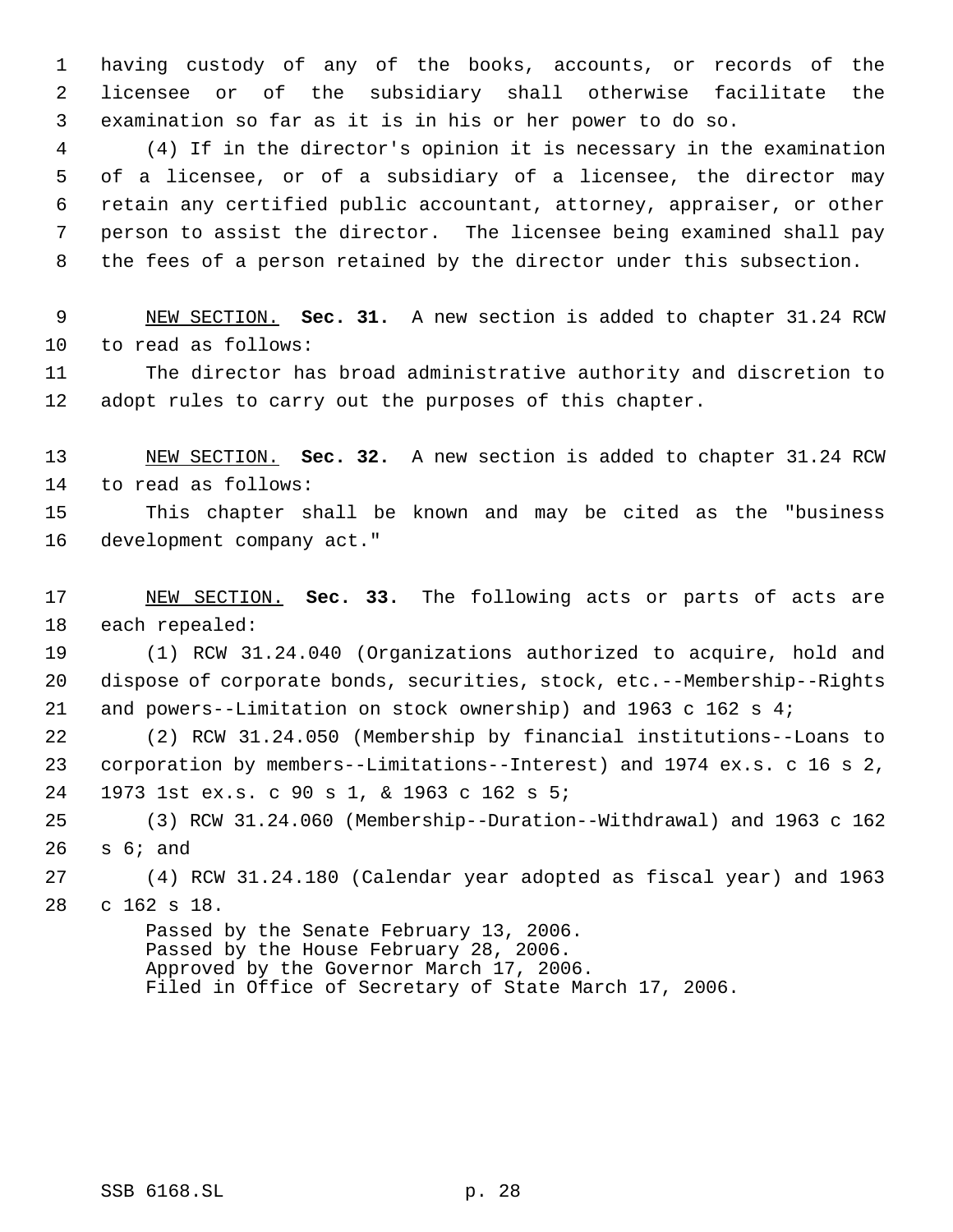having custody of any of the books, accounts, or records of the licensee or of the subsidiary shall otherwise facilitate the examination so far as it is in his or her power to do so.

(4) If in the director's opinion it is necessary in the examination of a licensee, or of a subsidiary of a licensee, the director may retain any certified public accountant, attorney, appraiser, or other person to assist the director. The licensee being examined shall pay the fees of a person retained by the director under this subsection.

NEW SECTION. **Sec. 31.** A new section is added to chapter 31.24 RCW to read as follows:

The director has broad administrative authority and discretion to adopt rules to carry out the purposes of this chapter.

NEW SECTION. **Sec. 32.** A new section is added to chapter 31.24 RCW to read as follows:

This chapter shall be known and may be cited as the "business development company act."

NEW SECTION. **Sec. 33.** The following acts or parts of acts are each repealed:

(1) RCW 31.24.040 (Organizations authorized to acquire, hold and dispose of corporate bonds, securities, stock, etc.--Membership--Rights and powers--Limitation on stock ownership) and 1963 c 162 s 4;

(2) RCW 31.24.050 (Membership by financial institutions--Loans to corporation by members--Limitations--Interest) and 1974 ex.s. c 16 s 2, 1973 1st ex.s. c 90 s 1, & 1963 c 162 s 5;

(3) RCW 31.24.060 (Membership--Duration--Withdrawal) and 1963 c 162 s 6; and

(4) RCW 31.24.180 (Calendar year adopted as fiscal year) and 1963 c 162 s 18.

Passed by the Senate February 13, 2006.
Passed by the House February 28, 2006.
Approved by the Governor March 17, 2006.
Filed in Office of Secretary of State March 17, 2006.